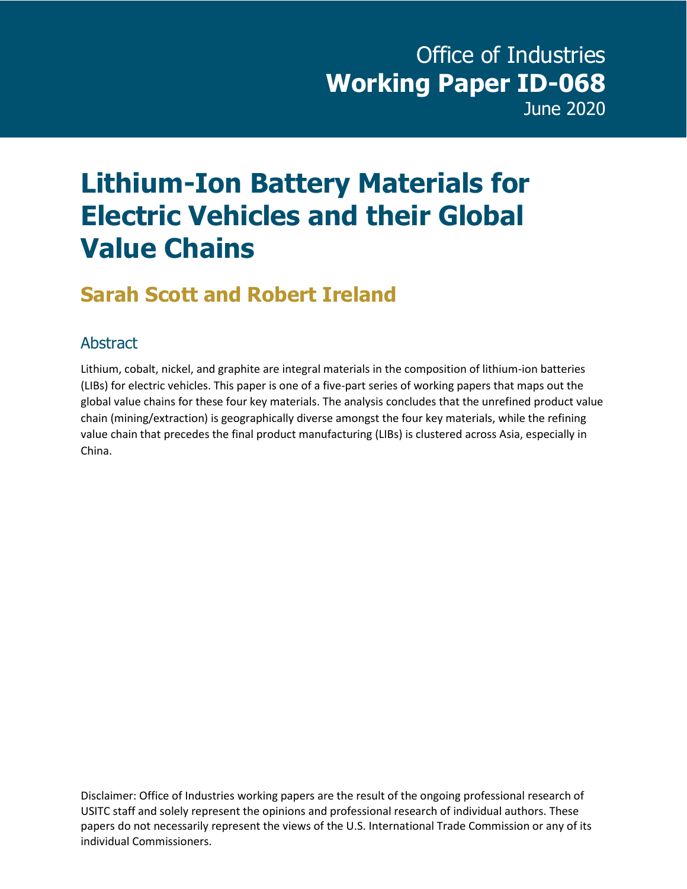Office of Industries

**Working Paper ID-068**

June 2020

# Lithium-Ion Battery Materials for Electric Vehicles and their Global Value Chains

## Sarah Scott and Robert Ireland

### Abstract

Lithium, cobalt, nickel, and graphite are integral materials in the composition of lithium-ion batteries (LIBs) for electric vehicles. This paper is one of a five-part series of working papers that maps out the global value chains for these four key materials. The analysis concludes that the unrefined product value chain (mining/extraction) is geographically diverse amongst the four key materials, while the refining value chain that precedes the final product manufacturing (LIBs) is clustered across Asia, especially in China.

Disclaimer: Office of Industries working papers are the result of the ongoing professional research of USITC staff and solely represent the opinions and professional research of individual authors. These papers do not necessarily represent the views of the U.S. International Trade Commission or any of its individual Commissioners.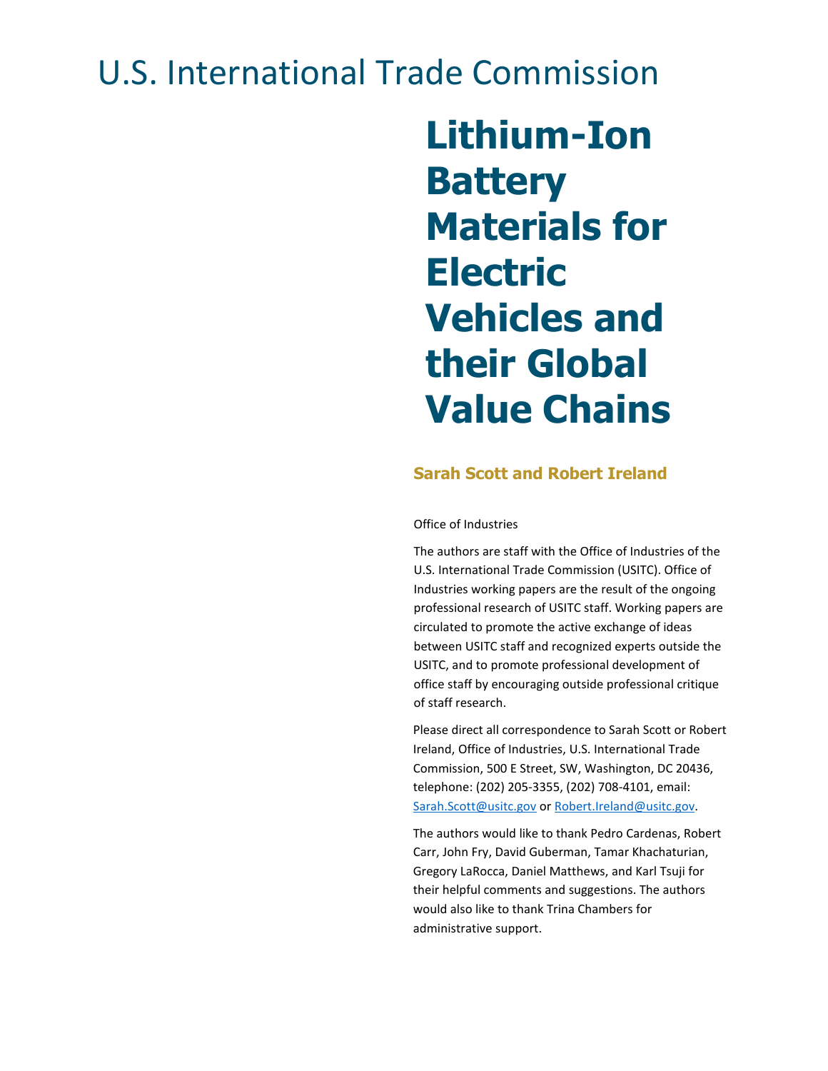# U.S. International Trade Commission

# Lithium-Ion Battery Materials for Electric Vehicles and their Global Value Chains

**Sarah Scott and Robert Ireland**

Office of Industries

The authors are staff with the Office of Industries of the U.S. International Trade Commission (USITC). Office of Industries working papers are the result of the ongoing professional research of USITC staff. Working papers are circulated to promote the active exchange of ideas between USITC staff and recognized experts outside the USITC, and to promote professional development of office staff by encouraging outside professional critique of staff research.

Please direct all correspondence to Sarah Scott or Robert Ireland, Office of Industries, U.S. International Trade Commission, 500 E Street, SW, Washington, DC 20436, telephone: (202) 205-3355, (202) 708-4101, email: Sarah.Scott@usitc.gov or Robert.Ireland@usitc.gov.

The authors would like to thank Pedro Cardenas, Robert Carr, John Fry, David Guberman, Tamar Khachaturian, Gregory LaRocca, Daniel Matthews, and Karl Tsuji for their helpful comments and suggestions. The authors would also like to thank Trina Chambers for administrative support.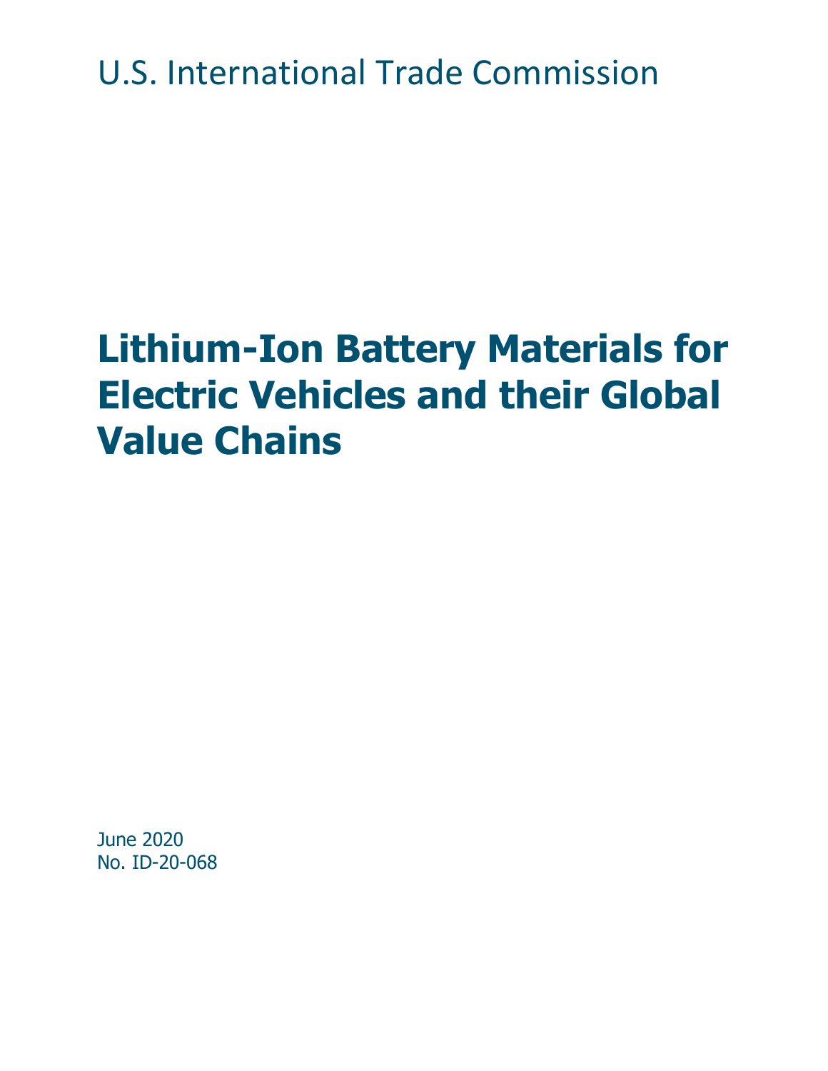U.S. International Trade Commission

# Lithium-Ion Battery Materials for Electric Vehicles and their Global Value Chains

June 2020
No. ID-20-068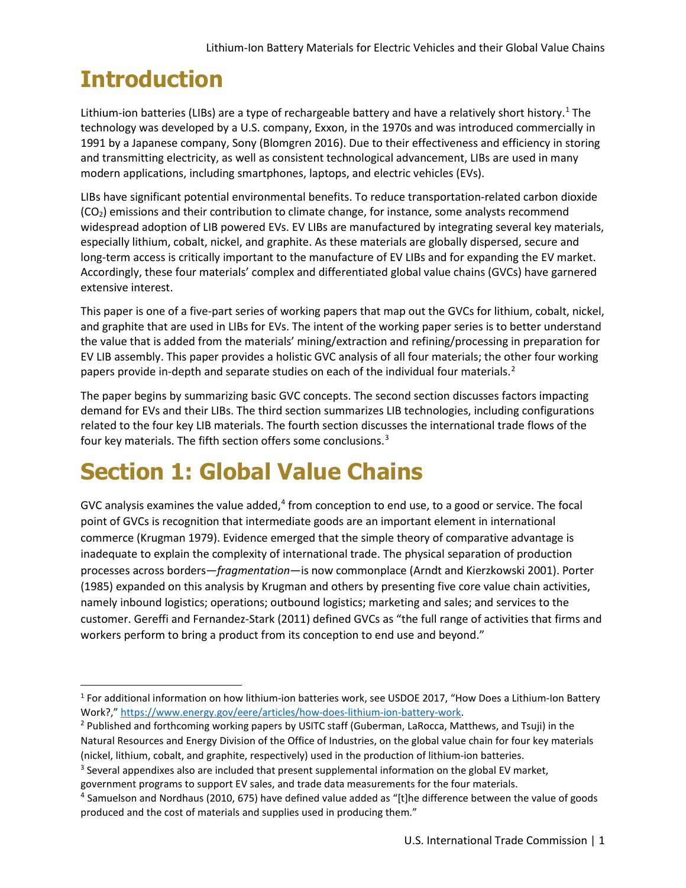# Introduction

Lithium-ion batteries (LIBs) are a type of rechargeable battery and have a relatively short history.[1] The technology was developed by a U.S. company, Exxon, in the 1970s and was introduced commercially in 1991 by a Japanese company, Sony (Blomgren 2016). Due to their effectiveness and efficiency in storing and transmitting electricity, as well as consistent technological advancement, LIBs are used in many modern applications, including smartphones, laptops, and electric vehicles (EVs).

LIBs have significant potential environmental benefits. To reduce transportation-related carbon dioxide ($CO_2$) emissions and their contribution to climate change, for instance, some analysts recommend widespread adoption of LIB powered EVs. EV LIBs are manufactured by integrating several key materials, especially lithium, cobalt, nickel, and graphite. As these materials are globally dispersed, secure and long-term access is critically important to the manufacture of EV LIBs and for expanding the EV market. Accordingly, these four materials' complex and differentiated global value chains (GVCs) have garnered extensive interest.

This paper is one of a five-part series of working papers that map out the GVCs for lithium, cobalt, nickel, and graphite that are used in LIBs for EVs. The intent of the working paper series is to better understand the value that is added from the materials' mining/extraction and refining/processing in preparation for EV LIB assembly. This paper provides a holistic GVC analysis of all four materials; the other four working papers provide in-depth and separate studies on each of the individual four materials.[2]

The paper begins by summarizing basic GVC concepts. The second section discusses factors impacting demand for EVs and their LIBs. The third section summarizes LIB technologies, including configurations related to the four key LIB materials. The fourth section discusses the international trade flows of the four key materials. The fifth section offers some conclusions.[3]

# Section 1: Global Value Chains

GVC analysis examines the value added,[4] from conception to end use, to a good or service. The focal point of GVCs is recognition that intermediate goods are an important element in international commerce (Krugman 1979). Evidence emerged that the simple theory of comparative advantage is inadequate to explain the complexity of international trade. The physical separation of production processes across borders—*fragmentation*—is now commonplace (Arndt and Kierzkowski 2001). Porter (1985) expanded on this analysis by Krugman and others by presenting five core value chain activities, namely inbound logistics; operations; outbound logistics; marketing and sales; and services to the customer. Gereffi and Fernandez-Stark (2011) defined GVCs as "the full range of activities that firms and workers perform to bring a product from its conception to end use and beyond."

---

[1] For additional information on how lithium-ion batteries work, see USDOE 2017, "How Does a Lithium-Ion Battery Work?," https://www.energy.gov/eere/articles/how-does-lithium-ion-battery-work.

[2] Published and forthcoming working papers by USITC staff (Guberman, LaRocca, Matthews, and Tsuji) in the Natural Resources and Energy Division of the Office of Industries, on the global value chain for four key materials (nickel, lithium, cobalt, and graphite, respectively) used in the production of lithium-ion batteries.

[3] Several appendixes also are included that present supplemental information on the global EV market, government programs to support EV sales, and trade data measurements for the four materials.

[4] Samuelson and Nordhaus (2010, 675) have defined value added as "[t]he difference between the value of goods produced and the cost of materials and supplies used in producing them."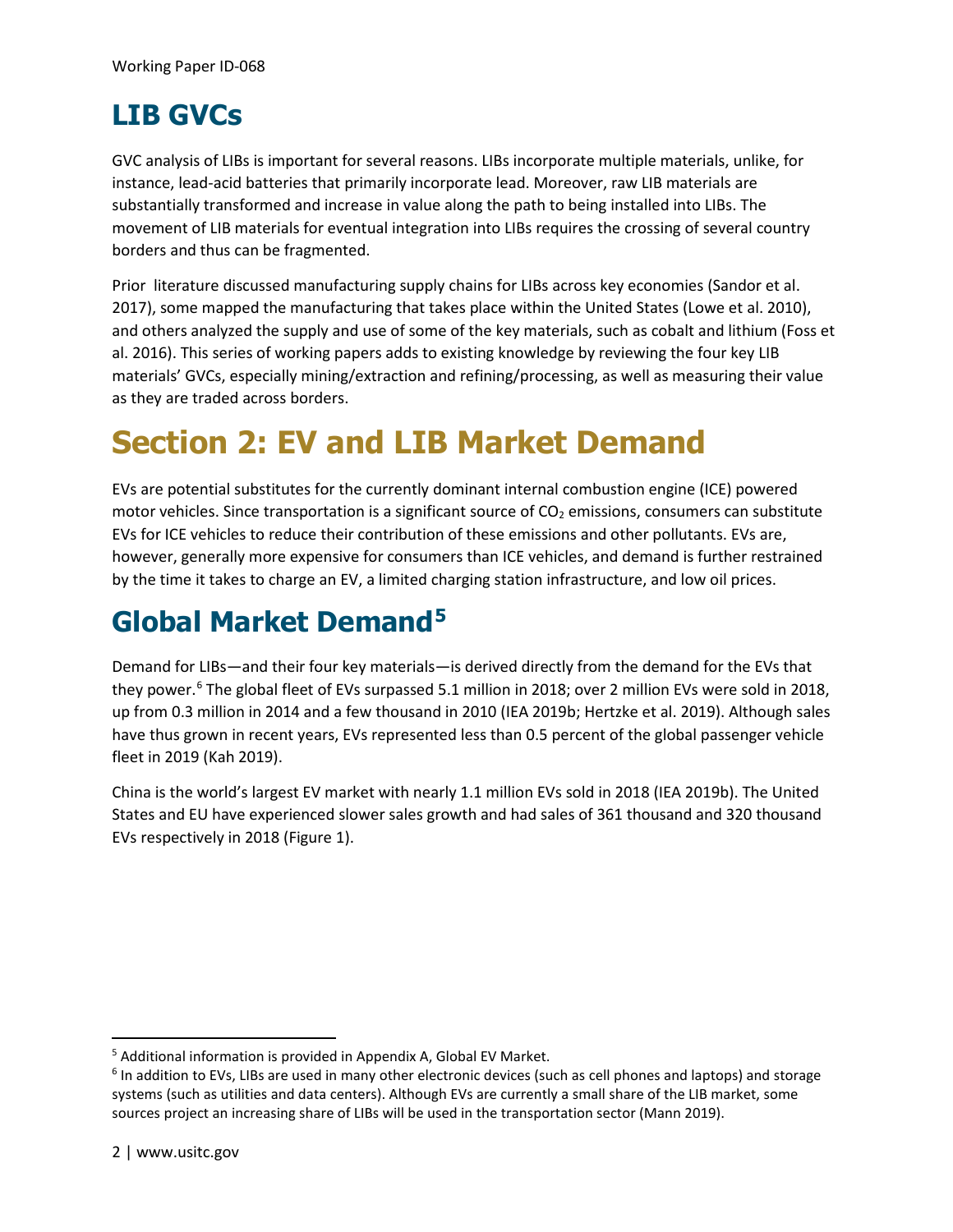## LIB GVCs

GVC analysis of LIBs is important for several reasons. LIBs incorporate multiple materials, unlike, for instance, lead-acid batteries that primarily incorporate lead. Moreover, raw LIB materials are substantially transformed and increase in value along the path to being installed into LIBs. The movement of LIB materials for eventual integration into LIBs requires the crossing of several country borders and thus can be fragmented.

Prior literature discussed manufacturing supply chains for LIBs across key economies (Sandor et al. 2017), some mapped the manufacturing that takes place within the United States (Lowe et al. 2010), and others analyzed the supply and use of some of the key materials, such as cobalt and lithium (Foss et al. 2016). This series of working papers adds to existing knowledge by reviewing the four key LIB materials' GVCs, especially mining/extraction and refining/processing, as well as measuring their value as they are traded across borders.

# Section 2: EV and LIB Market Demand

EVs are potential substitutes for the currently dominant internal combustion engine (ICE) powered motor vehicles. Since transportation is a significant source of $CO_2$ emissions, consumers can substitute EVs for ICE vehicles to reduce their contribution of these emissions and other pollutants. EVs are, however, generally more expensive for consumers than ICE vehicles, and demand is further restrained by the time it takes to charge an EV, a limited charging station infrastructure, and low oil prices.

## Global Market Demand[5]

Demand for LIBs—and their four key materials—is derived directly from the demand for the EVs that they power.[6] The global fleet of EVs surpassed 5.1 million in 2018; over 2 million EVs were sold in 2018, up from 0.3 million in 2014 and a few thousand in 2010 (IEA 2019b; Hertzke et al. 2019). Although sales have thus grown in recent years, EVs represented less than 0.5 percent of the global passenger vehicle fleet in 2019 (Kah 2019).

China is the world's largest EV market with nearly 1.1 million EVs sold in 2018 (IEA 2019b). The United States and EU have experienced slower sales growth and had sales of 361 thousand and 320 thousand EVs respectively in 2018 (Figure 1).

---

[5] Additional information is provided in Appendix A, Global EV Market.

[6] In addition to EVs, LIBs are used in many other electronic devices (such as cell phones and laptops) and storage systems (such as utilities and data centers). Although EVs are currently a small share of the LIB market, some sources project an increasing share of LIBs will be used in the transportation sector (Mann 2019).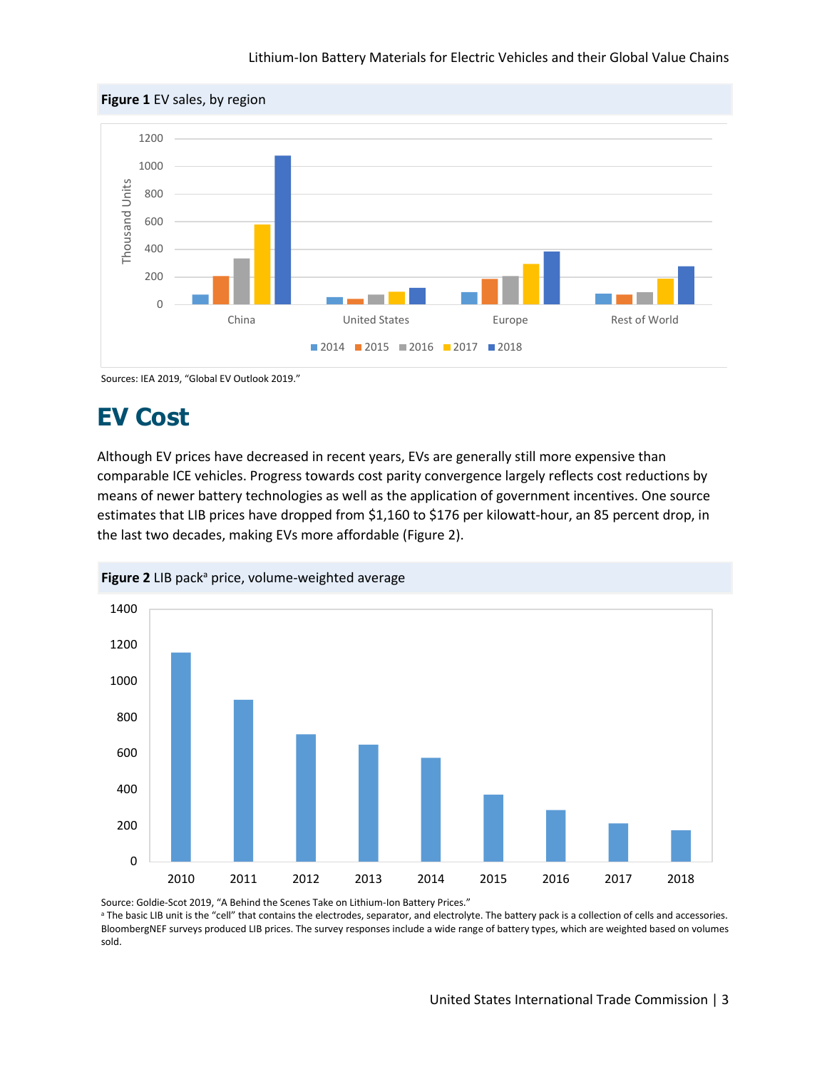**Figure 1** EV sales, by region

Sources: IEA 2019, "Global EV Outlook 2019."

## EV Cost

Although EV prices have decreased in recent years, EVs are generally still more expensive than comparable ICE vehicles. Progress towards cost parity convergence largely reflects cost reductions by means of newer battery technologies as well as the application of government incentives. One source estimates that LIB prices have dropped from $1,160 to $176 per kilowatt-hour, an 85 percent drop, in the last two decades, making EVs more affordable (Figure 2).

**Figure 2** LIB pack[a] price, volume-weighted average

Source: Goldie-Scot 2019, "A Behind the Scenes Take on Lithium-Ion Battery Prices."

[a] The basic LIB unit is the "cell" that contains the electrodes, separator, and electrolyte. The battery pack is a collection of cells and accessories. BloombergNEF surveys produced LIB prices. The survey responses include a wide range of battery types, which are weighted based on volumes sold.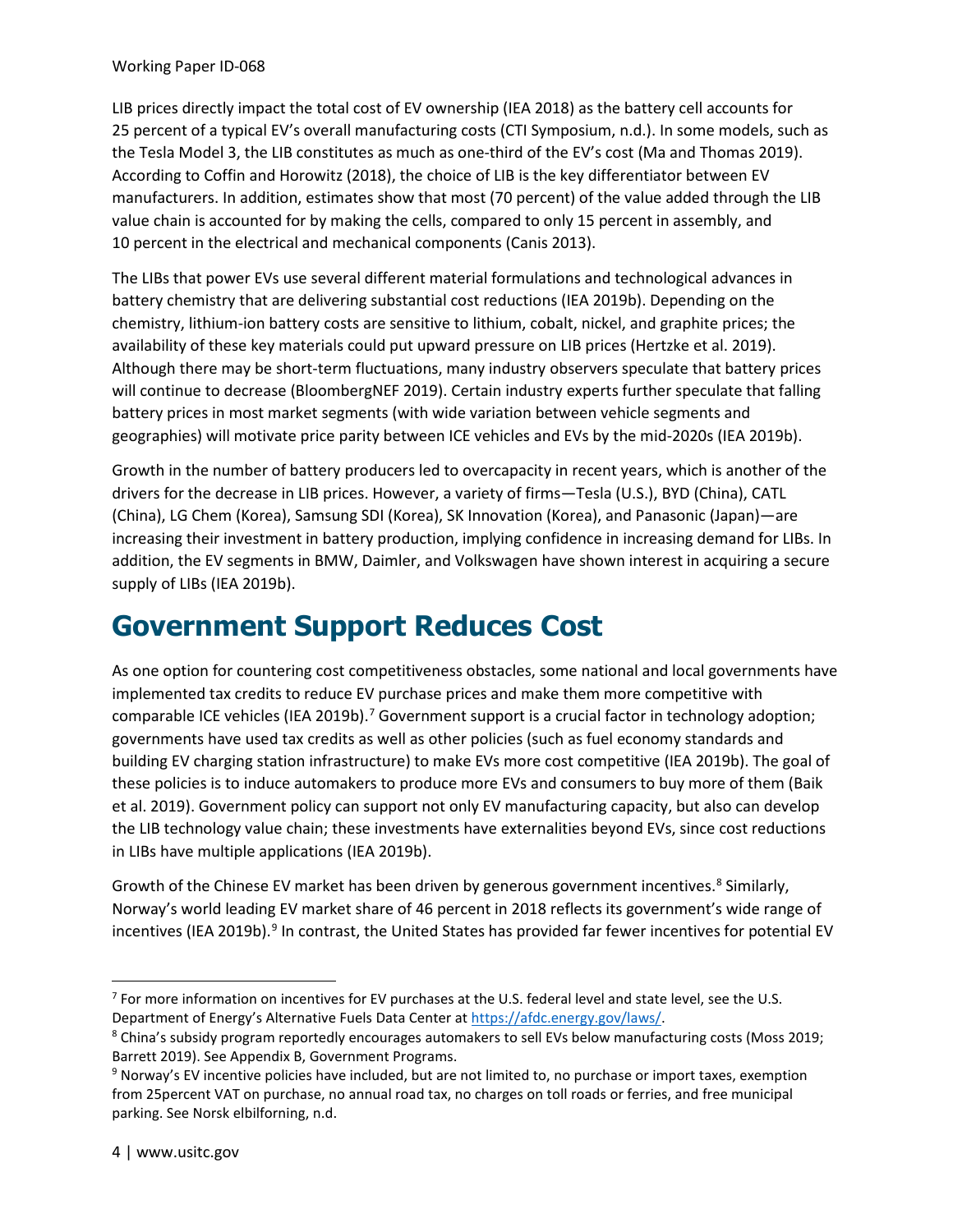LIB prices directly impact the total cost of EV ownership (IEA 2018) as the battery cell accounts for 25 percent of a typical EV's overall manufacturing costs (CTI Symposium, n.d.). In some models, such as the Tesla Model 3, the LIB constitutes as much as one-third of the EV's cost (Ma and Thomas 2019). According to Coffin and Horowitz (2018), the choice of LIB is the key differentiator between EV manufacturers. In addition, estimates show that most (70 percent) of the value added through the LIB value chain is accounted for by making the cells, compared to only 15 percent in assembly, and 10 percent in the electrical and mechanical components (Canis 2013).

The LIBs that power EVs use several different material formulations and technological advances in battery chemistry that are delivering substantial cost reductions (IEA 2019b). Depending on the chemistry, lithium-ion battery costs are sensitive to lithium, cobalt, nickel, and graphite prices; the availability of these key materials could put upward pressure on LIB prices (Hertzke et al. 2019). Although there may be short-term fluctuations, many industry observers speculate that battery prices will continue to decrease (BloombergNEF 2019). Certain industry experts further speculate that falling battery prices in most market segments (with wide variation between vehicle segments and geographies) will motivate price parity between ICE vehicles and EVs by the mid-2020s (IEA 2019b).

Growth in the number of battery producers led to overcapacity in recent years, which is another of the drivers for the decrease in LIB prices. However, a variety of firms—Tesla (U.S.), BYD (China), CATL (China), LG Chem (Korea), Samsung SDI (Korea), SK Innovation (Korea), and Panasonic (Japan)—are increasing their investment in battery production, implying confidence in increasing demand for LIBs. In addition, the EV segments in BMW, Daimler, and Volkswagen have shown interest in acquiring a secure supply of LIBs (IEA 2019b).

# Government Support Reduces Cost

As one option for countering cost competitiveness obstacles, some national and local governments have implemented tax credits to reduce EV purchase prices and make them more competitive with comparable ICE vehicles (IEA 2019b).[7] Government support is a crucial factor in technology adoption; governments have used tax credits as well as other policies (such as fuel economy standards and building EV charging station infrastructure) to make EVs more cost competitive (IEA 2019b). The goal of these policies is to induce automakers to produce more EVs and consumers to buy more of them (Baik et al. 2019). Government policy can support not only EV manufacturing capacity, but also can develop the LIB technology value chain; these investments have externalities beyond EVs, since cost reductions in LIBs have multiple applications (IEA 2019b).

Growth of the Chinese EV market has been driven by generous government incentives.[8] Similarly, Norway's world leading EV market share of 46 percent in 2018 reflects its government's wide range of incentives (IEA 2019b).[9] In contrast, the United States has provided far fewer incentives for potential EV

---

[7] For more information on incentives for EV purchases at the U.S. federal level and state level, see the U.S. Department of Energy's Alternative Fuels Data Center at https://afdc.energy.gov/laws/.

[8] China's subsidy program reportedly encourages automakers to sell EVs below manufacturing costs (Moss 2019; Barrett 2019). See Appendix B, Government Programs.

[9] Norway's EV incentive policies have included, but are not limited to, no purchase or import taxes, exemption from 25percent VAT on purchase, no annual road tax, no charges on toll roads or ferries, and free municipal parking. See Norsk elbilforning, n.d.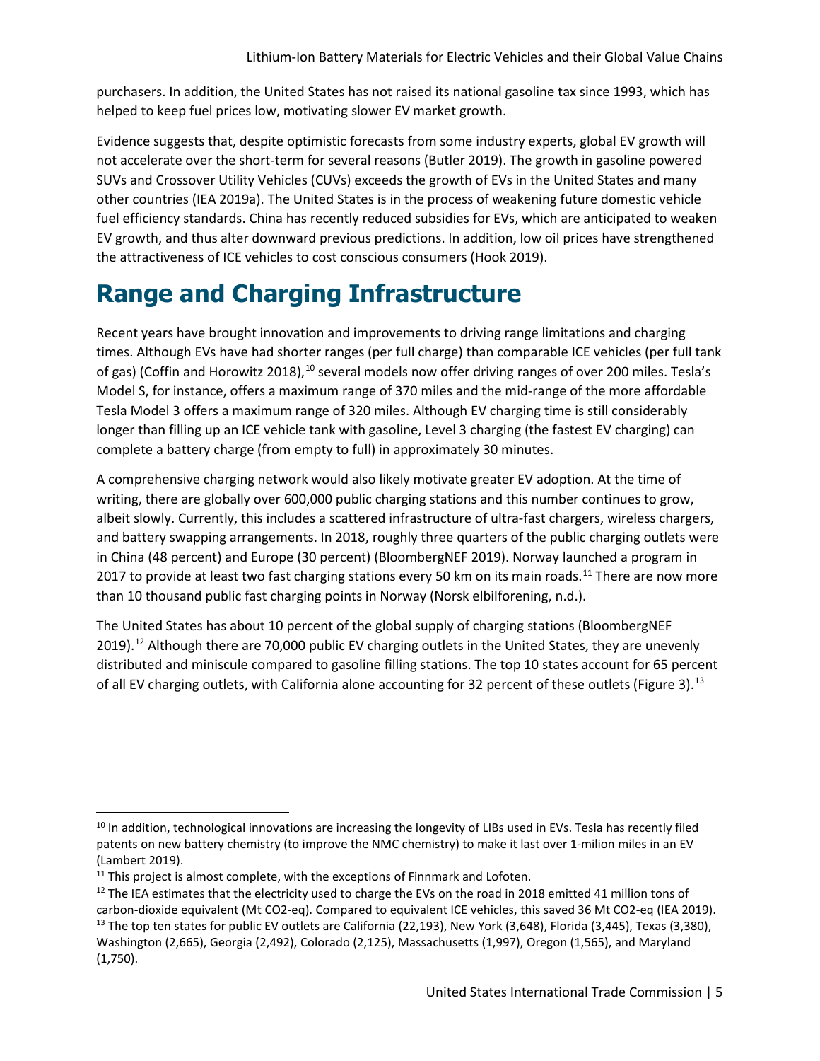purchasers. In addition, the United States has not raised its national gasoline tax since 1993, which has helped to keep fuel prices low, motivating slower EV market growth.

Evidence suggests that, despite optimistic forecasts from some industry experts, global EV growth will not accelerate over the short-term for several reasons (Butler 2019). The growth in gasoline powered SUVs and Crossover Utility Vehicles (CUVs) exceeds the growth of EVs in the United States and many other countries (IEA 2019a). The United States is in the process of weakening future domestic vehicle fuel efficiency standards. China has recently reduced subsidies for EVs, which are anticipated to weaken EV growth, and thus alter downward previous predictions. In addition, low oil prices have strengthened the attractiveness of ICE vehicles to cost conscious consumers (Hook 2019).

# Range and Charging Infrastructure

Recent years have brought innovation and improvements to driving range limitations and charging times. Although EVs have had shorter ranges (per full charge) than comparable ICE vehicles (per full tank of gas) (Coffin and Horowitz 2018),[10] several models now offer driving ranges of over 200 miles. Tesla's Model S, for instance, offers a maximum range of 370 miles and the mid-range of the more affordable Tesla Model 3 offers a maximum range of 320 miles. Although EV charging time is still considerably longer than filling up an ICE vehicle tank with gasoline, Level 3 charging (the fastest EV charging) can complete a battery charge (from empty to full) in approximately 30 minutes.

A comprehensive charging network would also likely motivate greater EV adoption. At the time of writing, there are globally over 600,000 public charging stations and this number continues to grow, albeit slowly. Currently, this includes a scattered infrastructure of ultra-fast chargers, wireless chargers, and battery swapping arrangements. In 2018, roughly three quarters of the public charging outlets were in China (48 percent) and Europe (30 percent) (BloombergNEF 2019). Norway launched a program in 2017 to provide at least two fast charging stations every 50 km on its main roads.[11] There are now more than 10 thousand public fast charging points in Norway (Norsk elbilforening, n.d.).

The United States has about 10 percent of the global supply of charging stations (BloombergNEF 2019).[12] Although there are 70,000 public EV charging outlets in the United States, they are unevenly distributed and miniscule compared to gasoline filling stations. The top 10 states account for 65 percent of all EV charging outlets, with California alone accounting for 32 percent of these outlets (Figure 3).[13]

---

[10] In addition, technological innovations are increasing the longevity of LIBs used in EVs. Tesla has recently filed patents on new battery chemistry (to improve the NMC chemistry) to make it last over 1-milion miles in an EV (Lambert 2019).

[11] This project is almost complete, with the exceptions of Finnmark and Lofoten.

[12] The IEA estimates that the electricity used to charge the EVs on the road in 2018 emitted 41 million tons of carbon-dioxide equivalent (Mt CO2-eq). Compared to equivalent ICE vehicles, this saved 36 Mt CO2-eq (IEA 2019).

[13] The top ten states for public EV outlets are California (22,193), New York (3,648), Florida (3,445), Texas (3,380), Washington (2,665), Georgia (2,492), Colorado (2,125), Massachusetts (1,997), Oregon (1,565), and Maryland (1,750).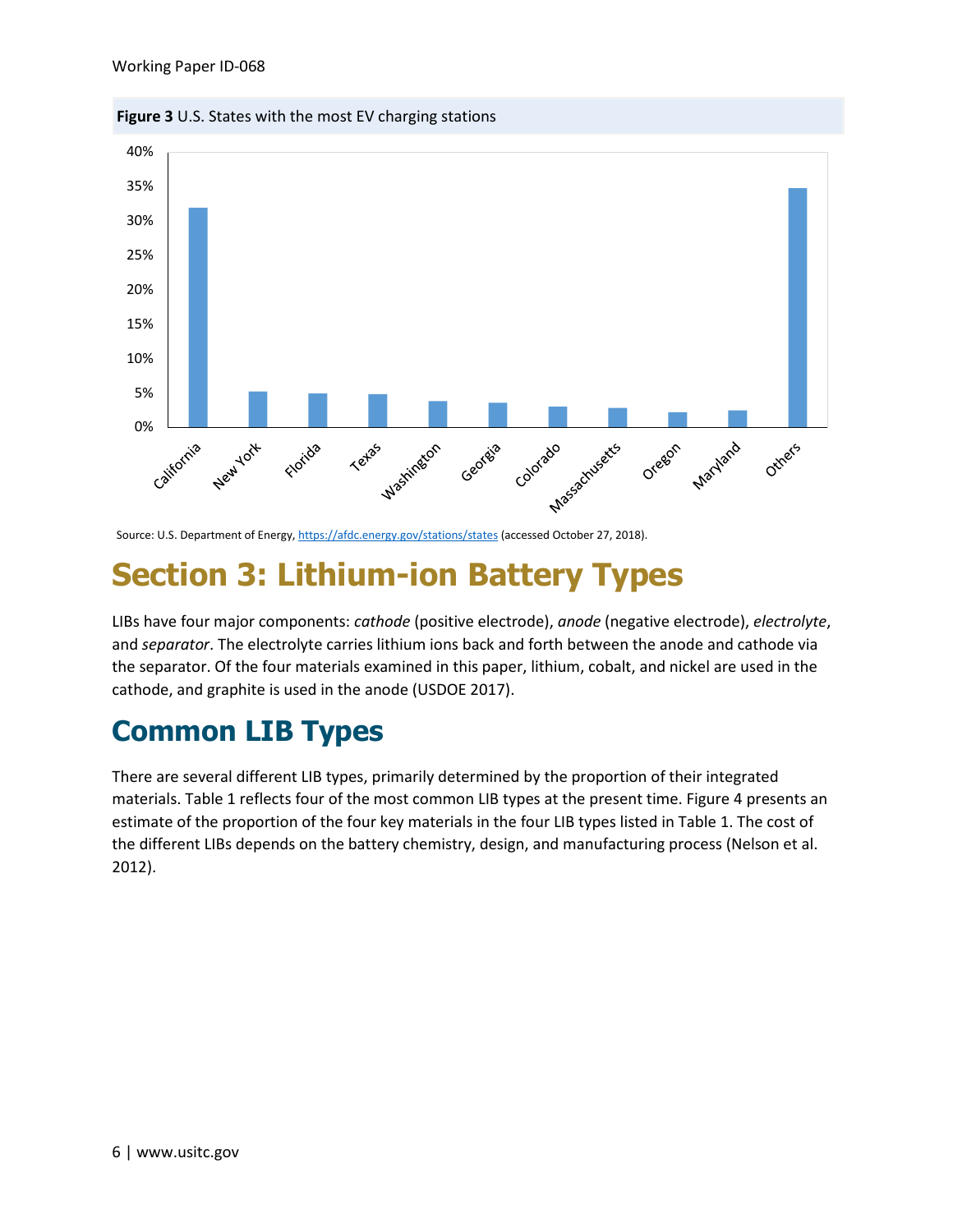**Figure 3** U.S. States with the most EV charging stations

Source: U.S. Department of Energy, https://afdc.energy.gov/stations/states (accessed October 27, 2018).

# Section 3: Lithium-ion Battery Types

LIBs have four major components: *cathode* (positive electrode), *anode* (negative electrode), *electrolyte*, and *separator*. The electrolyte carries lithium ions back and forth between the anode and cathode via the separator. Of the four materials examined in this paper, lithium, cobalt, and nickel are used in the cathode, and graphite is used in the anode (USDOE 2017).

## Common LIB Types

There are several different LIB types, primarily determined by the proportion of their integrated materials. Table 1 reflects four of the most common LIB types at the present time. Figure 4 presents an estimate of the proportion of the four key materials in the four LIB types listed in Table 1. The cost of the different LIBs depends on the battery chemistry, design, and manufacturing process (Nelson et al. 2012).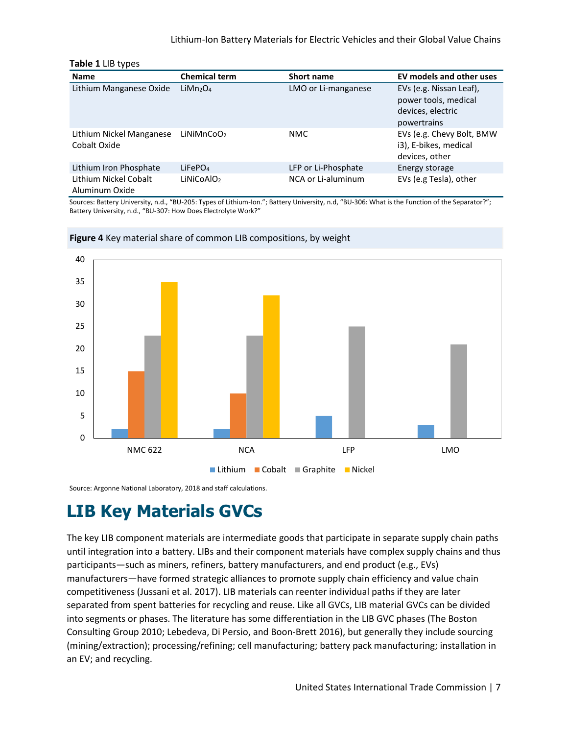**Table 1** LIB types

| Name | Chemical term | Short name | EV models and other uses |
|---|---|---|---|
| Lithium Manganese Oxide | $LiMn_2O_4$ | LMO or Li-manganese | EVs (e.g. Nissan Leaf), power tools, medical devices, electric powertrains |
| Lithium Nickel Manganese Cobalt Oxide | $LiNiMnCoO_2$ | NMC | EVs (e.g. Chevy Bolt, BMW i3), E-bikes, medical devices, other |
| Lithium Iron Phosphate | $LiFePO_4$ | LFP or Li-Phosphate | Energy storage |
| Lithium Nickel Cobalt Aluminum Oxide | $LiNiCoAlO_2$ | NCA or Li-aluminum | EVs (e.g Tesla), other |

Sources: Battery University, n.d., "BU-205: Types of Lithium-Ion."; Battery University, n.d, "BU-306: What is the Function of the Separator?"; Battery University, n.d., "BU-307: How Does Electrolyte Work?"

**Figure 4** Key material share of common LIB compositions, by weight

Source: Argonne National Laboratory, 2018 and staff calculations.

# LIB Key Materials GVCs

The key LIB component materials are intermediate goods that participate in separate supply chain paths until integration into a battery. LIBs and their component materials have complex supply chains and thus participants—such as miners, refiners, battery manufacturers, and end product (e.g., EVs) manufacturers—have formed strategic alliances to promote supply chain efficiency and value chain competitiveness (Jussani et al. 2017). LIB materials can reenter individual paths if they are later separated from spent batteries for recycling and reuse. Like all GVCs, LIB material GVCs can be divided into segments or phases. The literature has some differentiation in the LIB GVC phases (The Boston Consulting Group 2010; Lebedeva, Di Persio, and Boon-Brett 2016), but generally they include sourcing (mining/extraction); processing/refining; cell manufacturing; battery pack manufacturing; installation in an EV; and recycling.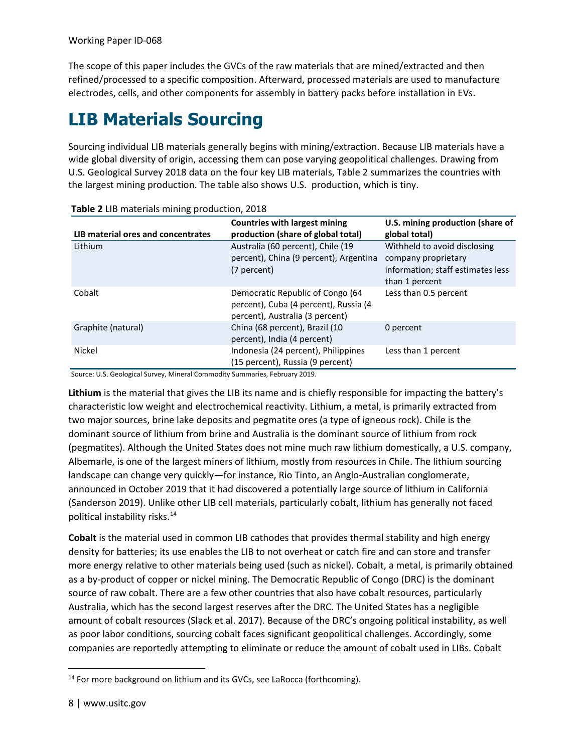The scope of this paper includes the GVCs of the raw materials that are mined/extracted and then refined/processed to a specific composition. Afterward, processed materials are used to manufacture electrodes, cells, and other components for assembly in battery packs before installation in EVs.

# LIB Materials Sourcing

Sourcing individual LIB materials generally begins with mining/extraction. Because LIB materials have a wide global diversity of origin, accessing them can pose varying geopolitical challenges. Drawing from U.S. Geological Survey 2018 data on the four key LIB materials, Table 2 summarizes the countries with the largest mining production. The table also shows U.S. production, which is tiny.

**Table 2** LIB materials mining production, 2018

| LIB material ores and concentrates | Countries with largest mining production (share of global total) | U.S. mining production (share of global total) |
|---|---|---|
| Lithium | Australia (60 percent), Chile (19 percent), China (9 percent), Argentina (7 percent) | Withheld to avoid disclosing company proprietary information; staff estimates less than 1 percent |
| Cobalt | Democratic Republic of Congo (64 percent), Cuba (4 percent), Russia (4 percent), Australia (3 percent) | Less than 0.5 percent |
| Graphite (natural) | China (68 percent), Brazil (10 percent), India (4 percent) | 0 percent |
| Nickel | Indonesia (24 percent), Philippines (15 percent), Russia (9 percent) | Less than 1 percent |

Source: U.S. Geological Survey, Mineral Commodity Summaries, February 2019.

**Lithium** is the material that gives the LIB its name and is chiefly responsible for impacting the battery's characteristic low weight and electrochemical reactivity. Lithium, a metal, is primarily extracted from two major sources, brine lake deposits and pegmatite ores (a type of igneous rock). Chile is the dominant source of lithium from brine and Australia is the dominant source of lithium from rock (pegmatites). Although the United States does not mine much raw lithium domestically, a U.S. company, Albemarle, is one of the largest miners of lithium, mostly from resources in Chile. The lithium sourcing landscape can change very quickly—for instance, Rio Tinto, an Anglo-Australian conglomerate, announced in October 2019 that it had discovered a potentially large source of lithium in California (Sanderson 2019). Unlike other LIB cell materials, particularly cobalt, lithium has generally not faced political instability risks.[14]

**Cobalt** is the material used in common LIB cathodes that provides thermal stability and high energy density for batteries; its use enables the LIB to not overheat or catch fire and can store and transfer more energy relative to other materials being used (such as nickel). Cobalt, a metal, is primarily obtained as a by-product of copper or nickel mining. The Democratic Republic of Congo (DRC) is the dominant source of raw cobalt. There are a few other countries that also have cobalt resources, particularly Australia, which has the second largest reserves after the DRC. The United States has a negligible amount of cobalt resources (Slack et al. 2017). Because of the DRC's ongoing political instability, as well as poor labor conditions, sourcing cobalt faces significant geopolitical challenges. Accordingly, some companies are reportedly attempting to eliminate or reduce the amount of cobalt used in LIBs. Cobalt

[14] For more background on lithium and its GVCs, see LaRocca (forthcoming).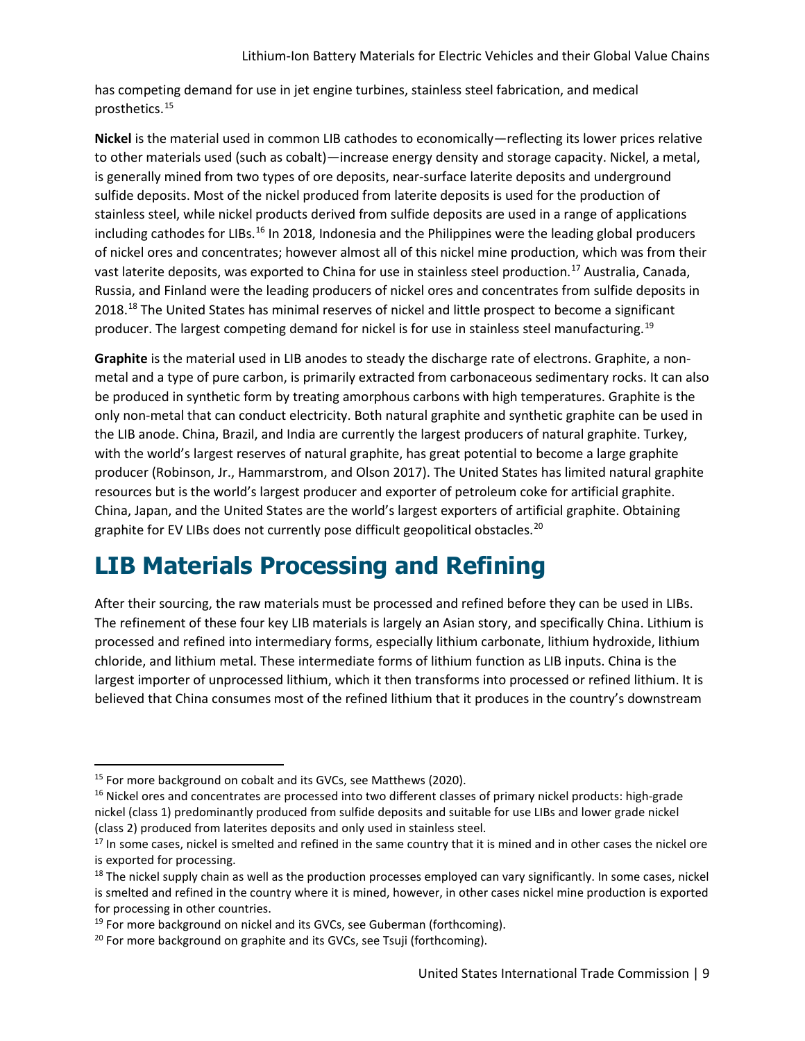has competing demand for use in jet engine turbines, stainless steel fabrication, and medical prosthetics.[15]

**Nickel** is the material used in common LIB cathodes to economically—reflecting its lower prices relative to other materials used (such as cobalt)—increase energy density and storage capacity. Nickel, a metal, is generally mined from two types of ore deposits, near-surface laterite deposits and underground sulfide deposits. Most of the nickel produced from laterite deposits is used for the production of stainless steel, while nickel products derived from sulfide deposits are used in a range of applications including cathodes for LIBs.[16] In 2018, Indonesia and the Philippines were the leading global producers of nickel ores and concentrates; however almost all of this nickel mine production, which was from their vast laterite deposits, was exported to China for use in stainless steel production.[17] Australia, Canada, Russia, and Finland were the leading producers of nickel ores and concentrates from sulfide deposits in 2018.[18] The United States has minimal reserves of nickel and little prospect to become a significant producer. The largest competing demand for nickel is for use in stainless steel manufacturing.[19]

**Graphite** is the material used in LIB anodes to steady the discharge rate of electrons. Graphite, a non-metal and a type of pure carbon, is primarily extracted from carbonaceous sedimentary rocks. It can also be produced in synthetic form by treating amorphous carbons with high temperatures. Graphite is the only non-metal that can conduct electricity. Both natural graphite and synthetic graphite can be used in the LIB anode. China, Brazil, and India are currently the largest producers of natural graphite. Turkey, with the world's largest reserves of natural graphite, has great potential to become a large graphite producer (Robinson, Jr., Hammarstrom, and Olson 2017). The United States has limited natural graphite resources but is the world's largest producer and exporter of petroleum coke for artificial graphite. China, Japan, and the United States are the world's largest exporters of artificial graphite. Obtaining graphite for EV LIBs does not currently pose difficult geopolitical obstacles.[20]

# LIB Materials Processing and Refining

After their sourcing, the raw materials must be processed and refined before they can be used in LIBs. The refinement of these four key LIB materials is largely an Asian story, and specifically China. Lithium is processed and refined into intermediary forms, especially lithium carbonate, lithium hydroxide, lithium chloride, and lithium metal. These intermediate forms of lithium function as LIB inputs. China is the largest importer of unprocessed lithium, which it then transforms into processed or refined lithium. It is believed that China consumes most of the refined lithium that it produces in the country's downstream

---

[15] For more background on cobalt and its GVCs, see Matthews (2020).

[16] Nickel ores and concentrates are processed into two different classes of primary nickel products: high-grade nickel (class 1) predominantly produced from sulfide deposits and suitable for use LIBs and lower grade nickel (class 2) produced from laterites deposits and only used in stainless steel.

[17] In some cases, nickel is smelted and refined in the same country that it is mined and in other cases the nickel ore is exported for processing.

[18] The nickel supply chain as well as the production processes employed can vary significantly. In some cases, nickel is smelted and refined in the country where it is mined, however, in other cases nickel mine production is exported for processing in other countries.

[19] For more background on nickel and its GVCs, see Guberman (forthcoming).

[20] For more background on graphite and its GVCs, see Tsuji (forthcoming).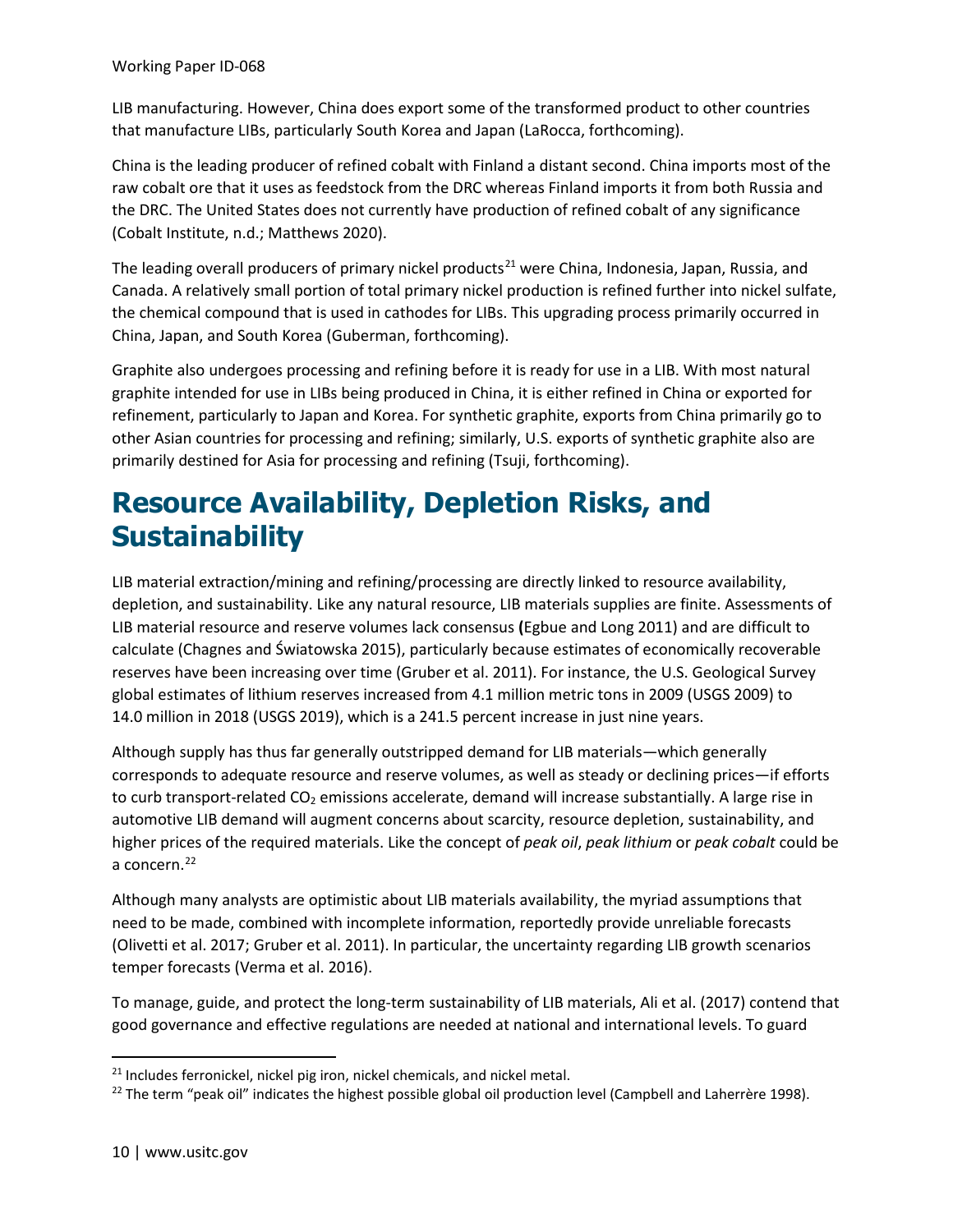LIB manufacturing. However, China does export some of the transformed product to other countries that manufacture LIBs, particularly South Korea and Japan (LaRocca, forthcoming).

China is the leading producer of refined cobalt with Finland a distant second. China imports most of the raw cobalt ore that it uses as feedstock from the DRC whereas Finland imports it from both Russia and the DRC. The United States does not currently have production of refined cobalt of any significance (Cobalt Institute, n.d.; Matthews 2020).

The leading overall producers of primary nickel products[21] were China, Indonesia, Japan, Russia, and Canada. A relatively small portion of total primary nickel production is refined further into nickel sulfate, the chemical compound that is used in cathodes for LIBs. This upgrading process primarily occurred in China, Japan, and South Korea (Guberman, forthcoming).

Graphite also undergoes processing and refining before it is ready for use in a LIB. With most natural graphite intended for use in LIBs being produced in China, it is either refined in China or exported for refinement, particularly to Japan and Korea. For synthetic graphite, exports from China primarily go to other Asian countries for processing and refining; similarly, U.S. exports of synthetic graphite also are primarily destined for Asia for processing and refining (Tsuji, forthcoming).

# Resource Availability, Depletion Risks, and Sustainability

LIB material extraction/mining and refining/processing are directly linked to resource availability, depletion, and sustainability. Like any natural resource, LIB materials supplies are finite. Assessments of LIB material resource and reserve volumes lack consensus **(**Egbue and Long 2011) and are difficult to calculate (Chagnes and Światowska 2015), particularly because estimates of economically recoverable reserves have been increasing over time (Gruber et al. 2011). For instance, the U.S. Geological Survey global estimates of lithium reserves increased from 4.1 million metric tons in 2009 (USGS 2009) to 14.0 million in 2018 (USGS 2019), which is a 241.5 percent increase in just nine years.

Although supply has thus far generally outstripped demand for LIB materials—which generally corresponds to adequate resource and reserve volumes, as well as steady or declining prices—if efforts to curb transport-related $CO_2$ emissions accelerate, demand will increase substantially. A large rise in automotive LIB demand will augment concerns about scarcity, resource depletion, sustainability, and higher prices of the required materials. Like the concept of *peak oil*, *peak lithium* or *peak cobalt* could be a concern.[22]

Although many analysts are optimistic about LIB materials availability, the myriad assumptions that need to be made, combined with incomplete information, reportedly provide unreliable forecasts (Olivetti et al. 2017; Gruber et al. 2011). In particular, the uncertainty regarding LIB growth scenarios temper forecasts (Verma et al. 2016).

To manage, guide, and protect the long-term sustainability of LIB materials, Ali et al. (2017) contend that good governance and effective regulations are needed at national and international levels. To guard

[21] Includes ferronickel, nickel pig iron, nickel chemicals, and nickel metal.

[22] The term "peak oil" indicates the highest possible global oil production level (Campbell and Laherrère 1998).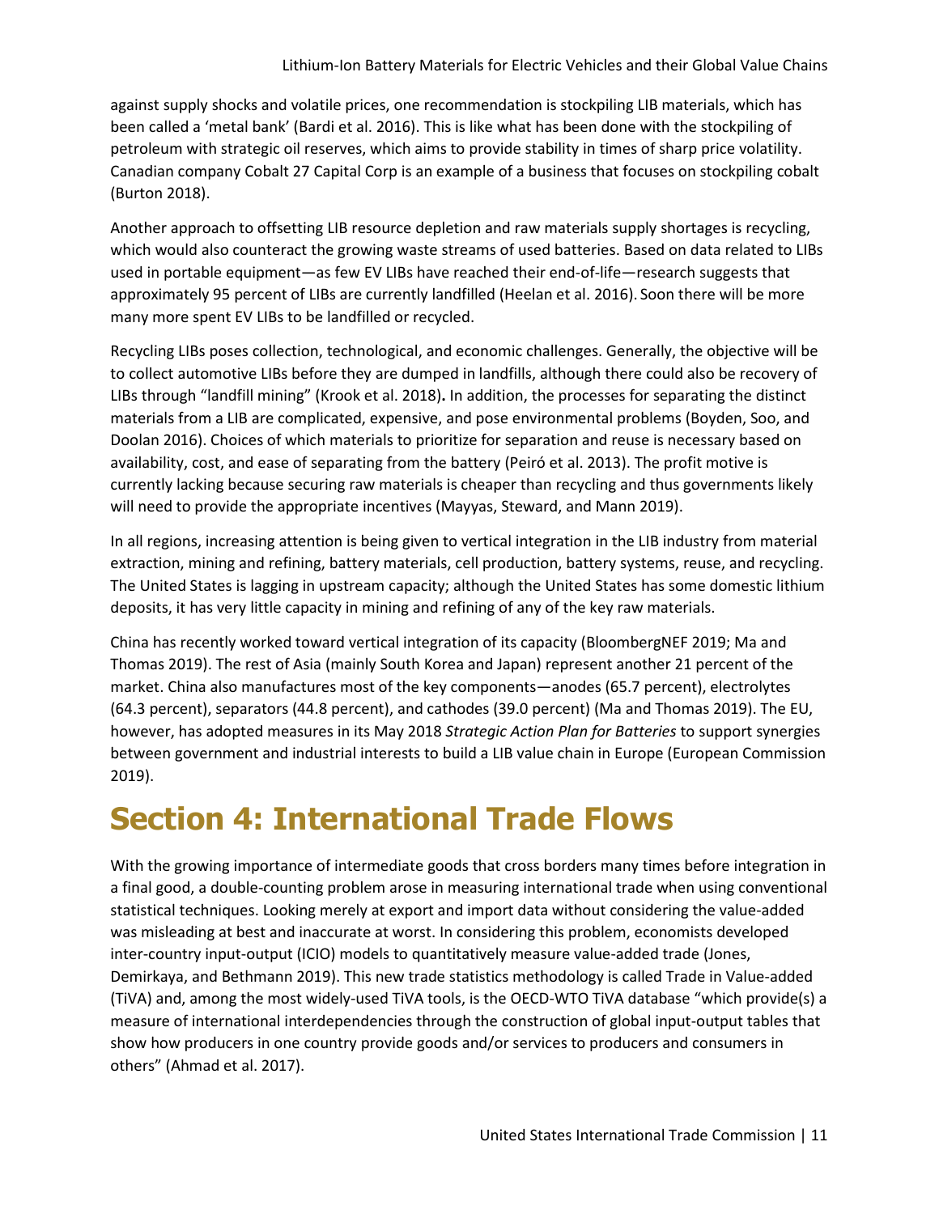against supply shocks and volatile prices, one recommendation is stockpiling LIB materials, which has been called a 'metal bank' (Bardi et al. 2016). This is like what has been done with the stockpiling of petroleum with strategic oil reserves, which aims to provide stability in times of sharp price volatility. Canadian company Cobalt 27 Capital Corp is an example of a business that focuses on stockpiling cobalt (Burton 2018).

Another approach to offsetting LIB resource depletion and raw materials supply shortages is recycling, which would also counteract the growing waste streams of used batteries. Based on data related to LIBs used in portable equipment—as few EV LIBs have reached their end-of-life—research suggests that approximately 95 percent of LIBs are currently landfilled (Heelan et al. 2016). Soon there will be more many more spent EV LIBs to be landfilled or recycled.

Recycling LIBs poses collection, technological, and economic challenges. Generally, the objective will be to collect automotive LIBs before they are dumped in landfills, although there could also be recovery of LIBs through "landfill mining" (Krook et al. 2018)**.** In addition, the processes for separating the distinct materials from a LIB are complicated, expensive, and pose environmental problems (Boyden, Soo, and Doolan 2016). Choices of which materials to prioritize for separation and reuse is necessary based on availability, cost, and ease of separating from the battery (Peiró et al. 2013). The profit motive is currently lacking because securing raw materials is cheaper than recycling and thus governments likely will need to provide the appropriate incentives (Mayyas, Steward, and Mann 2019).

In all regions, increasing attention is being given to vertical integration in the LIB industry from material extraction, mining and refining, battery materials, cell production, battery systems, reuse, and recycling. The United States is lagging in upstream capacity; although the United States has some domestic lithium deposits, it has very little capacity in mining and refining of any of the key raw materials.

China has recently worked toward vertical integration of its capacity (BloombergNEF 2019; Ma and Thomas 2019). The rest of Asia (mainly South Korea and Japan) represent another 21 percent of the market. China also manufactures most of the key components—anodes (65.7 percent), electrolytes (64.3 percent), separators (44.8 percent), and cathodes (39.0 percent) (Ma and Thomas 2019). The EU, however, has adopted measures in its May 2018 *Strategic Action Plan for Batteries* to support synergies between government and industrial interests to build a LIB value chain in Europe (European Commission 2019).

# Section 4: International Trade Flows

With the growing importance of intermediate goods that cross borders many times before integration in a final good, a double-counting problem arose in measuring international trade when using conventional statistical techniques. Looking merely at export and import data without considering the value-added was misleading at best and inaccurate at worst. In considering this problem, economists developed inter-country input-output (ICIO) models to quantitatively measure value-added trade (Jones, Demirkaya, and Bethmann 2019). This new trade statistics methodology is called Trade in Value-added (TiVA) and, among the most widely-used TiVA tools, is the OECD-WTO TiVA database "which provide(s) a measure of international interdependencies through the construction of global input-output tables that show how producers in one country provide goods and/or services to producers and consumers in others" (Ahmad et al. 2017).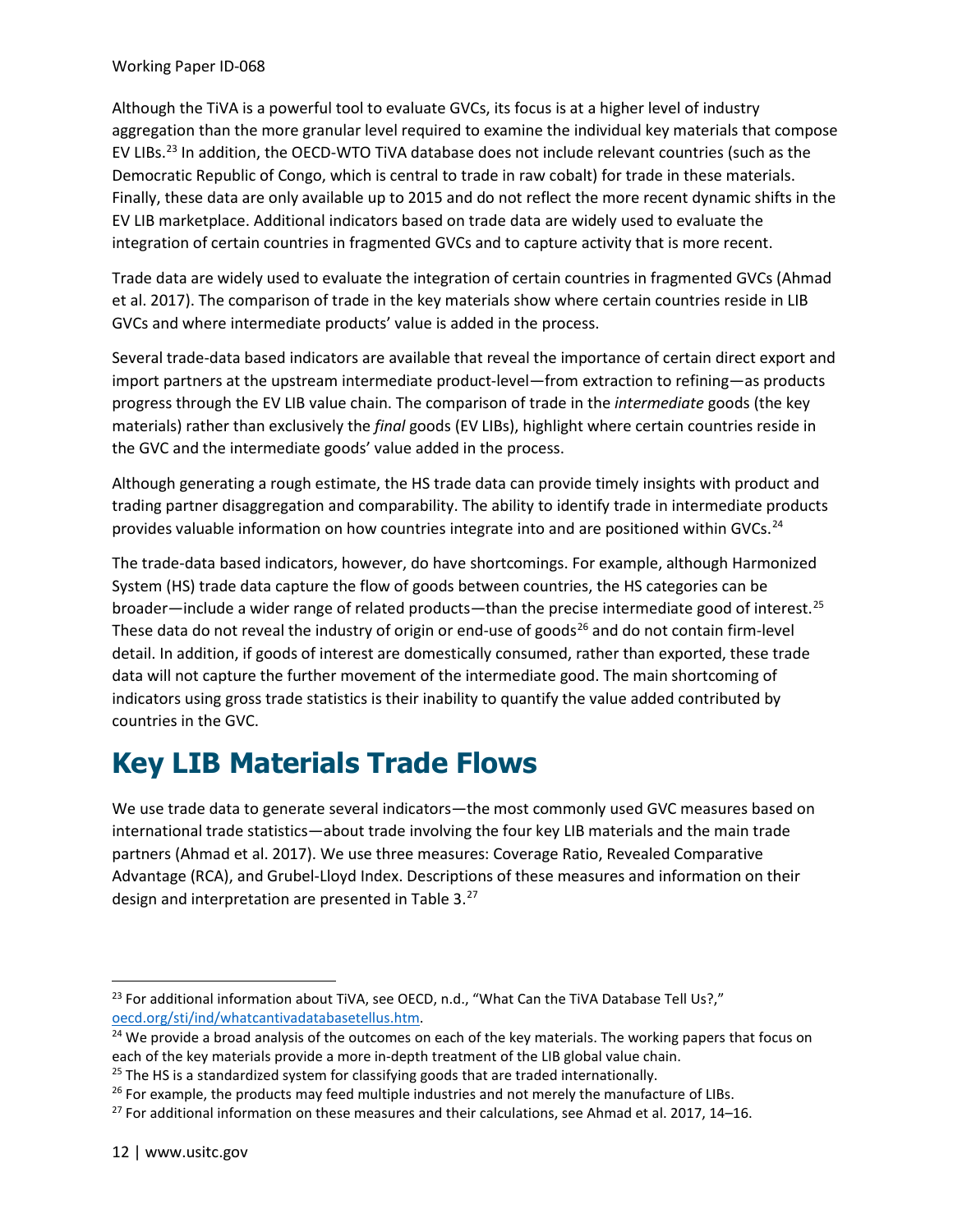Although the TiVA is a powerful tool to evaluate GVCs, its focus is at a higher level of industry aggregation than the more granular level required to examine the individual key materials that compose EV LIBs.[23] In addition, the OECD-WTO TiVA database does not include relevant countries (such as the Democratic Republic of Congo, which is central to trade in raw cobalt) for trade in these materials. Finally, these data are only available up to 2015 and do not reflect the more recent dynamic shifts in the EV LIB marketplace. Additional indicators based on trade data are widely used to evaluate the integration of certain countries in fragmented GVCs and to capture activity that is more recent.

Trade data are widely used to evaluate the integration of certain countries in fragmented GVCs (Ahmad et al. 2017). The comparison of trade in the key materials show where certain countries reside in LIB GVCs and where intermediate products' value is added in the process.

Several trade-data based indicators are available that reveal the importance of certain direct export and import partners at the upstream intermediate product-level—from extraction to refining—as products progress through the EV LIB value chain. The comparison of trade in the *intermediate* goods (the key materials) rather than exclusively the *final* goods (EV LIBs), highlight where certain countries reside in the GVC and the intermediate goods' value added in the process.

Although generating a rough estimate, the HS trade data can provide timely insights with product and trading partner disaggregation and comparability. The ability to identify trade in intermediate products provides valuable information on how countries integrate into and are positioned within GVCs.[24]

The trade-data based indicators, however, do have shortcomings. For example, although Harmonized System (HS) trade data capture the flow of goods between countries, the HS categories can be broader—include a wider range of related products—than the precise intermediate good of interest.[25] These data do not reveal the industry of origin or end-use of goods[26] and do not contain firm-level detail. In addition, if goods of interest are domestically consumed, rather than exported, these trade data will not capture the further movement of the intermediate good. The main shortcoming of indicators using gross trade statistics is their inability to quantify the value added contributed by countries in the GVC.

# Key LIB Materials Trade Flows

We use trade data to generate several indicators—the most commonly used GVC measures based on international trade statistics—about trade involving the four key LIB materials and the main trade partners (Ahmad et al. 2017). We use three measures: Coverage Ratio, Revealed Comparative Advantage (RCA), and Grubel-Lloyd Index. Descriptions of these measures and information on their design and interpretation are presented in Table 3.[27]

---

[23] For additional information about TiVA, see OECD, n.d., "What Can the TiVA Database Tell Us?," oecd.org/sti/ind/whatcantivadatabasetellus.htm.

[24] We provide a broad analysis of the outcomes on each of the key materials. The working papers that focus on each of the key materials provide a more in-depth treatment of the LIB global value chain.

[25] The HS is a standardized system for classifying goods that are traded internationally.

[26] For example, the products may feed multiple industries and not merely the manufacture of LIBs.

[27] For additional information on these measures and their calculations, see Ahmad et al. 2017, 14–16.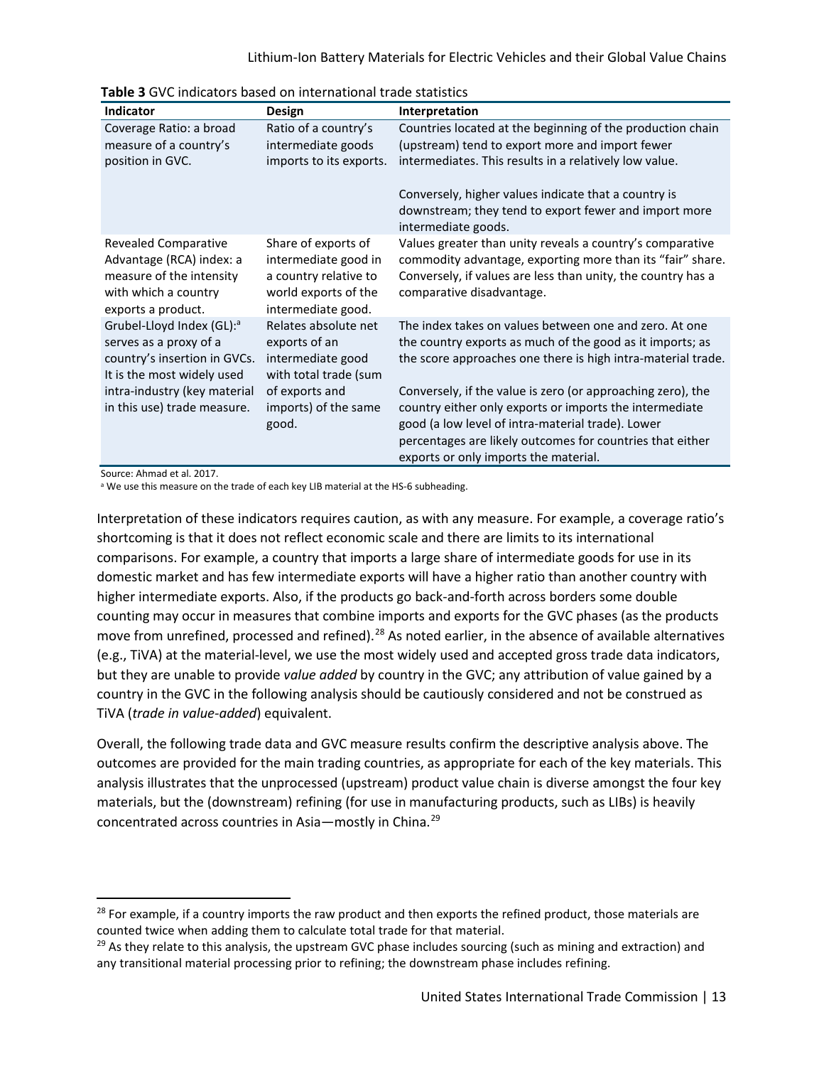**Table 3** GVC indicators based on international trade statistics

| Indicator | Design | Interpretation |
|---|---|---|
| Coverage Ratio: a broad measure of a country's position in GVC. | Ratio of a country's intermediate goods imports to its exports. | Countries located at the beginning of the production chain (upstream) tend to export more and import fewer intermediates. This results in a relatively low value.<br><br>Conversely, higher values indicate that a country is downstream; they tend to export fewer and import more intermediate goods. |
| Revealed Comparative Advantage (RCA) index: a measure of the intensity with which a country exports a product. | Share of exports of intermediate good in a country relative to world exports of the intermediate good. | Values greater than unity reveals a country's comparative commodity advantage, exporting more than its "fair" share. Conversely, if values are less than unity, the country has a comparative disadvantage. |
| Grubel-Lloyd Index (GL):[a] serves as a proxy of a country's insertion in GVCs. It is the most widely used intra-industry (key material in this use) trade measure. | Relates absolute net exports of an intermediate good with total trade (sum of exports and imports) of the same good. | The index takes on values between one and zero. At one the country exports as much of the good as it imports; as the score approaches one there is high intra-material trade.<br><br>Conversely, if the value is zero (or approaching zero), the country either only exports or imports the intermediate good (a low level of intra-material trade). Lower percentages are likely outcomes for countries that either exports or only imports the material. |

Source: Ahmad et al. 2017.

[a] We use this measure on the trade of each key LIB material at the HS-6 subheading.

Interpretation of these indicators requires caution, as with any measure. For example, a coverage ratio's shortcoming is that it does not reflect economic scale and there are limits to its international comparisons. For example, a country that imports a large share of intermediate goods for use in its domestic market and has few intermediate exports will have a higher ratio than another country with higher intermediate exports. Also, if the products go back-and-forth across borders some double counting may occur in measures that combine imports and exports for the GVC phases (as the products move from unrefined, processed and refined).[28] As noted earlier, in the absence of available alternatives (e.g., TiVA) at the material-level, we use the most widely used and accepted gross trade data indicators, but they are unable to provide *value added* by country in the GVC; any attribution of value gained by a country in the GVC in the following analysis should be cautiously considered and not be construed as TiVA (*trade in value-added*) equivalent.

Overall, the following trade data and GVC measure results confirm the descriptive analysis above. The outcomes are provided for the main trading countries, as appropriate for each of the key materials. This analysis illustrates that the unprocessed (upstream) product value chain is diverse amongst the four key materials, but the (downstream) refining (for use in manufacturing products, such as LIBs) is heavily concentrated across countries in Asia—mostly in China.[29]

[28] For example, if a country imports the raw product and then exports the refined product, those materials are counted twice when adding them to calculate total trade for that material.

[29] As they relate to this analysis, the upstream GVC phase includes sourcing (such as mining and extraction) and any transitional material processing prior to refining; the downstream phase includes refining.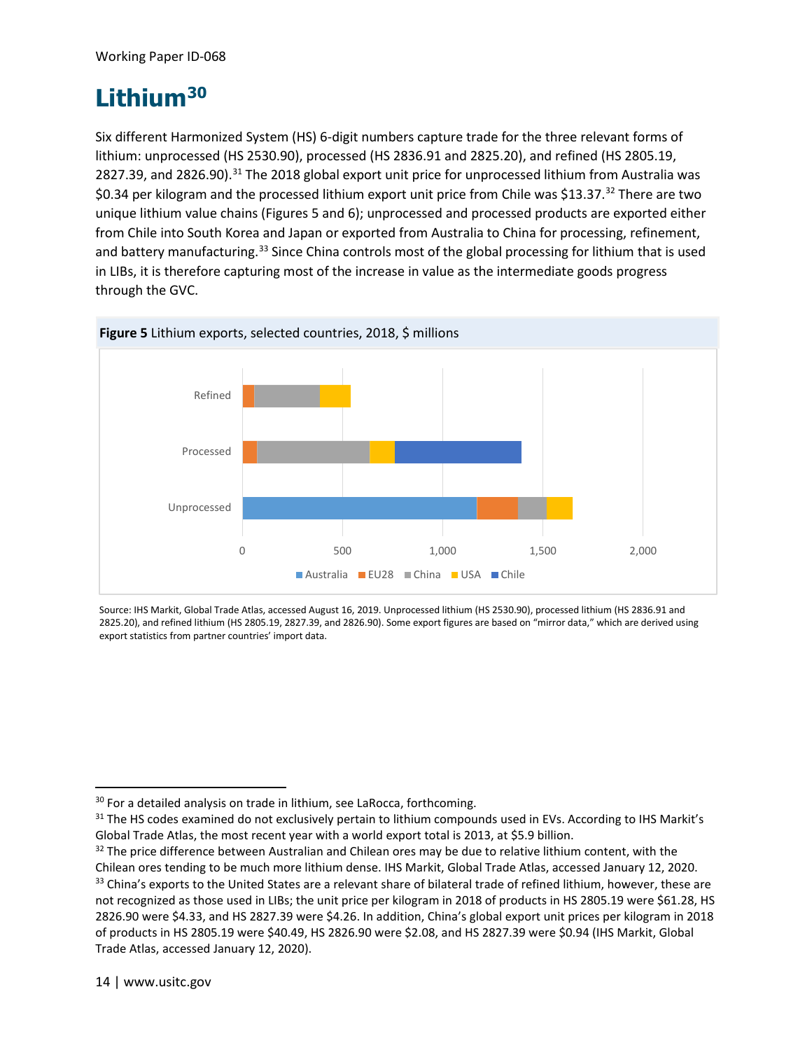# Lithium[30]

Six different Harmonized System (HS) 6-digit numbers capture trade for the three relevant forms of lithium: unprocessed (HS 2530.90), processed (HS 2836.91 and 2825.20), and refined (HS 2805.19, 2827.39, and 2826.90).[31] The 2018 global export unit price for unprocessed lithium from Australia was $0.34 per kilogram and the processed lithium export unit price from Chile was $13.37.[32] There are two unique lithium value chains (Figures 5 and 6); unprocessed and processed products are exported either from Chile into South Korea and Japan or exported from Australia to China for processing, refinement, and battery manufacturing.[33] Since China controls most of the global processing for lithium that is used in LIBs, it is therefore capturing most of the increase in value as the intermediate goods progress through the GVC.

**Figure 5** Lithium exports, selected countries, 2018, $ millions

Source: IHS Markit, Global Trade Atlas, accessed August 16, 2019. Unprocessed lithium (HS 2530.90), processed lithium (HS 2836.91 and 2825.20), and refined lithium (HS 2805.19, 2827.39, and 2826.90). Some export figures are based on “mirror data,” which are derived using export statistics from partner countries’ import data.

---

[30] For a detailed analysis on trade in lithium, see LaRocca, forthcoming.

[31] The HS codes examined do not exclusively pertain to lithium compounds used in EVs. According to IHS Markit’s Global Trade Atlas, the most recent year with a world export total is 2013, at $5.9 billion.

[32] The price difference between Australian and Chilean ores may be due to relative lithium content, with the Chilean ores tending to be much more lithium dense. IHS Markit, Global Trade Atlas, accessed January 12, 2020.

[33] China’s exports to the United States are a relevant share of bilateral trade of refined lithium, however, these are not recognized as those used in LIBs; the unit price per kilogram in 2018 of products in HS 2805.19 were $61.28, HS 2826.90 were $4.33, and HS 2827.39 were $4.26. In addition, China’s global export unit prices per kilogram in 2018 of products in HS 2805.19 were $40.49, HS 2826.90 were $2.08, and HS 2827.39 were $0.94 (IHS Markit, Global Trade Atlas, accessed January 12, 2020).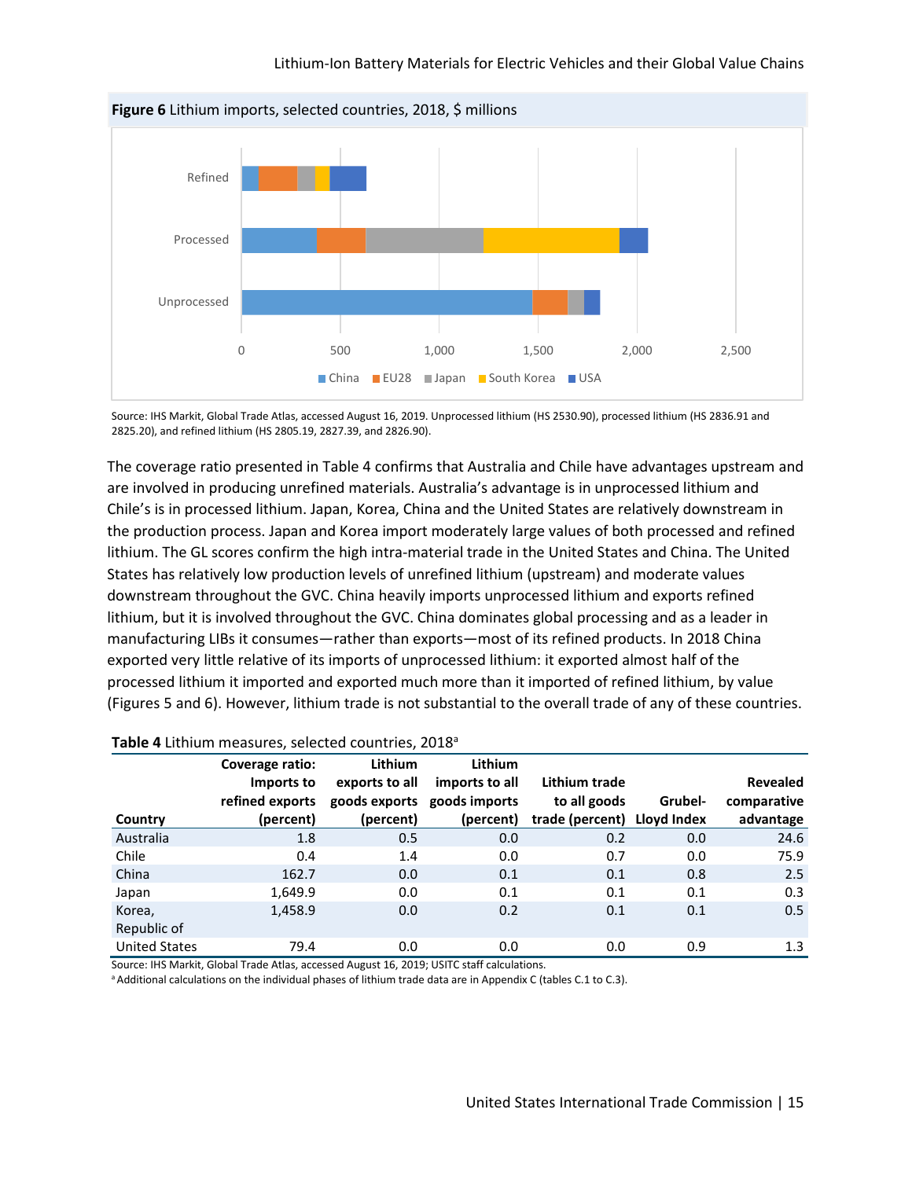**Figure 6** Lithium imports, selected countries, 2018, $ millions

Source: IHS Markit, Global Trade Atlas, accessed August 16, 2019. Unprocessed lithium (HS 2530.90), processed lithium (HS 2836.91 and 2825.20), and refined lithium (HS 2805.19, 2827.39, and 2826.90).

The coverage ratio presented in Table 4 confirms that Australia and Chile have advantages upstream and are involved in producing unrefined materials. Australia's advantage is in unprocessed lithium and Chile's is in processed lithium. Japan, Korea, China and the United States are relatively downstream in the production process. Japan and Korea import moderately large values of both processed and refined lithium. The GL scores confirm the high intra-material trade in the United States and China. The United States has relatively low production levels of unrefined lithium (upstream) and moderate values downstream throughout the GVC. China heavily imports unprocessed lithium and exports refined lithium, but it is involved throughout the GVC. China dominates global processing and as a leader in manufacturing LIBs it consumes—rather than exports—most of its refined products. In 2018 China exported very little relative of its imports of unprocessed lithium: it exported almost half of the processed lithium it imported and exported much more than it imported of refined lithium, by value (Figures 5 and 6). However, lithium trade is not substantial to the overall trade of any of these countries.

**Table 4** Lithium measures, selected countries, 2018[a]

| Country | Coverage ratio: Imports to refined exports (percent) | Lithium exports to all goods exports (percent) | Lithium imports to all goods imports (percent) | Lithium trade to all goods trade (percent) | Grubel-Lloyd Index | Revealed comparative advantage |
|---|---|---|---|---|---|---|
| Australia | 1.8 | 0.5 | 0.0 | 0.2 | 0.0 | 24.6 |
| Chile | 0.4 | 1.4 | 0.0 | 0.7 | 0.0 | 75.9 |
| China | 162.7 | 0.0 | 0.1 | 0.1 | 0.8 | 2.5 |
| Japan | 1,649.9 | 0.0 | 0.1 | 0.1 | 0.1 | 0.3 |
| Korea, Republic of | 1,458.9 | 0.0 | 0.2 | 0.1 | 0.1 | 0.5 |
| United States | 79.4 | 0.0 | 0.0 | 0.0 | 0.9 | 1.3 |

Source: IHS Markit, Global Trade Atlas, accessed August 16, 2019; USITC staff calculations.
[a] Additional calculations on the individual phases of lithium trade data are in Appendix C (tables C.1 to C.3).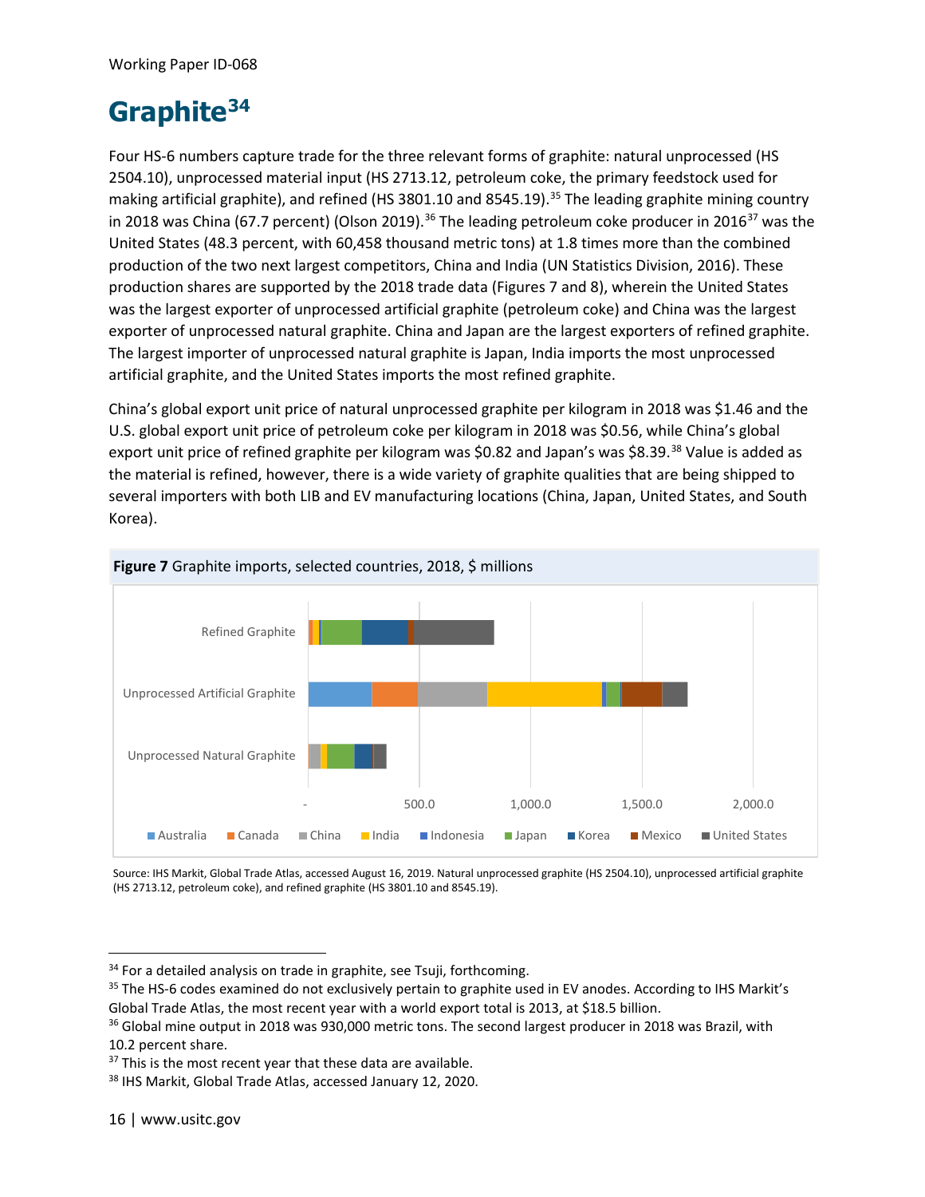# Graphite[34]

Four HS-6 numbers capture trade for the three relevant forms of graphite: natural unprocessed (HS 2504.10), unprocessed material input (HS 2713.12, petroleum coke, the primary feedstock used for making artificial graphite), and refined (HS 3801.10 and 8545.19).[35] The leading graphite mining country in 2018 was China (67.7 percent) (Olson 2019).[36] The leading petroleum coke producer in 2016[37] was the United States (48.3 percent, with 60,458 thousand metric tons) at 1.8 times more than the combined production of the two next largest competitors, China and India (UN Statistics Division, 2016). These production shares are supported by the 2018 trade data (Figures 7 and 8), wherein the United States was the largest exporter of unprocessed artificial graphite (petroleum coke) and China was the largest exporter of unprocessed natural graphite. China and Japan are the largest exporters of refined graphite. The largest importer of unprocessed natural graphite is Japan, India imports the most unprocessed artificial graphite, and the United States imports the most refined graphite.

China's global export unit price of natural unprocessed graphite per kilogram in 2018 was $1.46 and the U.S. global export unit price of petroleum coke per kilogram in 2018 was $0.56, while China's global export unit price of refined graphite per kilogram was $0.82 and Japan's was $8.39.[38] Value is added as the material is refined, however, there is a wide variety of graphite qualities that are being shipped to several importers with both LIB and EV manufacturing locations (China, Japan, United States, and South Korea).

**Figure 7** Graphite imports, selected countries, 2018, $ millions

Source: IHS Markit, Global Trade Atlas, accessed August 16, 2019. Natural unprocessed graphite (HS 2504.10), unprocessed artificial graphite (HS 2713.12, petroleum coke), and refined graphite (HS 3801.10 and 8545.19).

---

[34] For a detailed analysis on trade in graphite, see Tsuji, forthcoming.

[35] The HS-6 codes examined do not exclusively pertain to graphite used in EV anodes. According to IHS Markit's Global Trade Atlas, the most recent year with a world export total is 2013, at $18.5 billion.

[36] Global mine output in 2018 was 930,000 metric tons. The second largest producer in 2018 was Brazil, with 10.2 percent share.

[37] This is the most recent year that these data are available.

[38] IHS Markit, Global Trade Atlas, accessed January 12, 2020.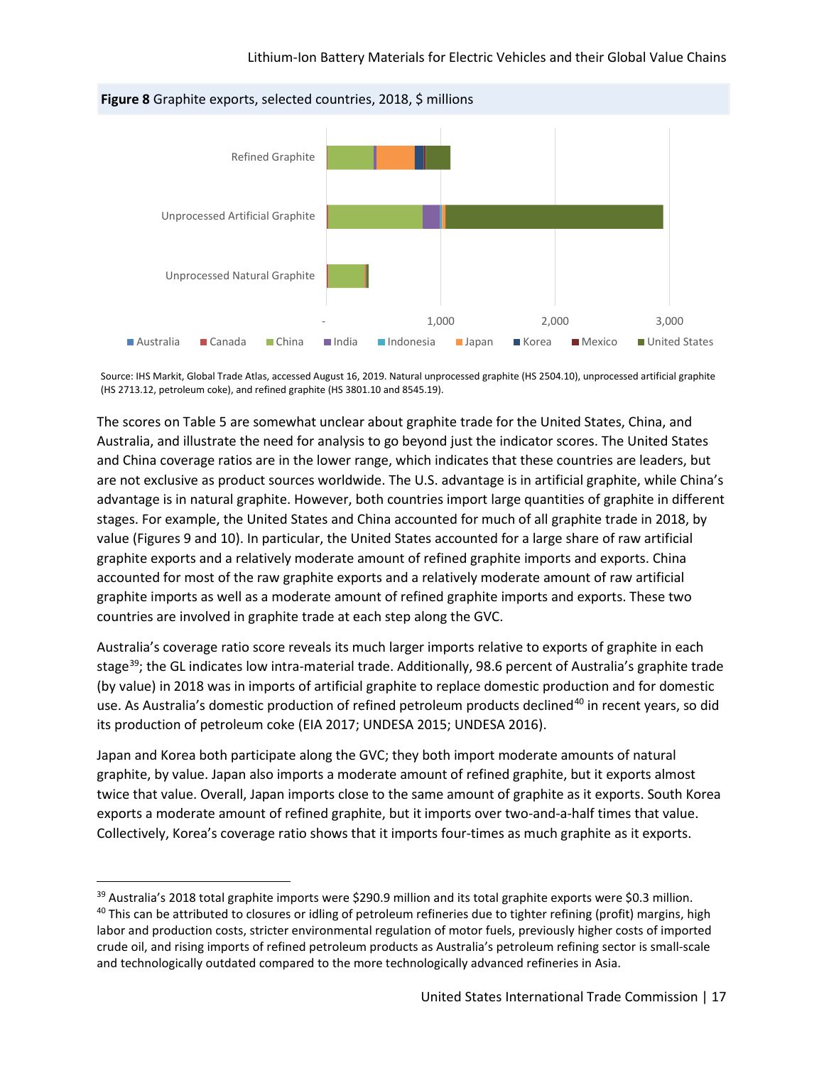**Figure 8** Graphite exports, selected countries, 2018, $ millions

Source: IHS Markit, Global Trade Atlas, accessed August 16, 2019. Natural unprocessed graphite (HS 2504.10), unprocessed artificial graphite (HS 2713.12, petroleum coke), and refined graphite (HS 3801.10 and 8545.19).

The scores on Table 5 are somewhat unclear about graphite trade for the United States, China, and Australia, and illustrate the need for analysis to go beyond just the indicator scores. The United States and China coverage ratios are in the lower range, which indicates that these countries are leaders, but are not exclusive as product sources worldwide. The U.S. advantage is in artificial graphite, while China's advantage is in natural graphite. However, both countries import large quantities of graphite in different stages. For example, the United States and China accounted for much of all graphite trade in 2018, by value (Figures 9 and 10). In particular, the United States accounted for a large share of raw artificial graphite exports and a relatively moderate amount of refined graphite imports and exports. China accounted for most of the raw graphite exports and a relatively moderate amount of raw artificial graphite imports as well as a moderate amount of refined graphite imports and exports. These two countries are involved in graphite trade at each step along the GVC.

Australia's coverage ratio score reveals its much larger imports relative to exports of graphite in each stage[39]; the GL indicates low intra-material trade. Additionally, 98.6 percent of Australia's graphite trade (by value) in 2018 was in imports of artificial graphite to replace domestic production and for domestic use. As Australia's domestic production of refined petroleum products declined[40] in recent years, so did its production of petroleum coke (EIA 2017; UNDESA 2015; UNDESA 2016).

Japan and Korea both participate along the GVC; they both import moderate amounts of natural graphite, by value. Japan also imports a moderate amount of refined graphite, but it exports almost twice that value. Overall, Japan imports close to the same amount of graphite as it exports. South Korea exports a moderate amount of refined graphite, but it imports over two-and-a-half times that value. Collectively, Korea's coverage ratio shows that it imports four-times as much graphite as it exports.

[39] Australia's 2018 total graphite imports were $290.9 million and its total graphite exports were $0.3 million.

[40] This can be attributed to closures or idling of petroleum refineries due to tighter refining (profit) margins, high labor and production costs, stricter environmental regulation of motor fuels, previously higher costs of imported crude oil, and rising imports of refined petroleum products as Australia's petroleum refining sector is small-scale and technologically outdated compared to the more technologically advanced refineries in Asia.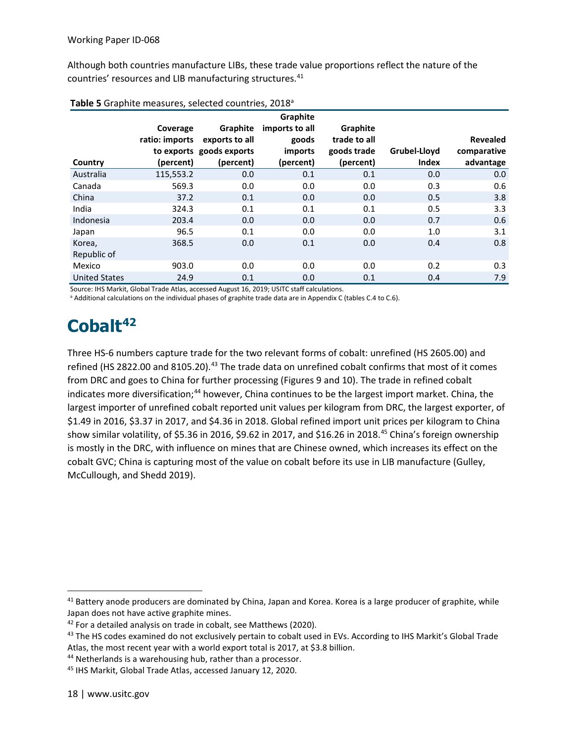Although both countries manufacture LIBs, these trade value proportions reflect the nature of the countries' resources and LIB manufacturing structures.[41]

**Table 5** Graphite measures, selected countries, 2018[a]

| Country | Coverage ratio: imports to exports (percent) | Graphite exports to all goods exports (percent) | Graphite imports to all goods imports (percent) | Graphite trade to all goods trade (percent) | Grubel-Lloyd Index | Revealed comparative advantage |
|---|---|---|---|---|---|---|
| Australia | 115,553.2 | 0.0 | 0.1 | 0.1 | 0.0 | 0.0 |
| Canada | 569.3 | 0.0 | 0.0 | 0.0 | 0.3 | 0.6 |
| China | 37.2 | 0.1 | 0.0 | 0.0 | 0.5 | 3.8 |
| India | 324.3 | 0.1 | 0.1 | 0.1 | 0.5 | 3.3 |
| Indonesia | 203.4 | 0.0 | 0.0 | 0.0 | 0.7 | 0.6 |
| Japan | 96.5 | 0.1 | 0.0 | 0.0 | 1.0 | 3.1 |
| Korea, Republic of | 368.5 | 0.0 | 0.1 | 0.0 | 0.4 | 0.8 |
| Mexico | 903.0 | 0.0 | 0.0 | 0.0 | 0.2 | 0.3 |
| United States | 24.9 | 0.1 | 0.0 | 0.1 | 0.4 | 7.9 |

Source: IHS Markit, Global Trade Atlas, accessed August 16, 2019; USITC staff calculations.
[a] Additional calculations on the individual phases of graphite trade data are in Appendix C (tables C.4 to C.6).

# Cobalt[42]

Three HS-6 numbers capture trade for the two relevant forms of cobalt: unrefined (HS 2605.00) and refined (HS 2822.00 and 8105.20).[43] The trade data on unrefined cobalt confirms that most of it comes from DRC and goes to China for further processing (Figures 9 and 10). The trade in refined cobalt indicates more diversification;[44] however, China continues to be the largest import market. China, the largest importer of unrefined cobalt reported unit values per kilogram from DRC, the largest exporter, of \$1.49 in 2016, \$3.37 in 2017, and \$4.36 in 2018. Global refined import unit prices per kilogram to China show similar volatility, of \$5.36 in 2016, \$9.62 in 2017, and \$16.26 in 2018.[45] China's foreign ownership is mostly in the DRC, with influence on mines that are Chinese owned, which increases its effect on the cobalt GVC; China is capturing most of the value on cobalt before its use in LIB manufacture (Gulley, McCullough, and Shedd 2019).

---

[41] Battery anode producers are dominated by China, Japan and Korea. Korea is a large producer of graphite, while Japan does not have active graphite mines.

[42] For a detailed analysis on trade in cobalt, see Matthews (2020).

[43] The HS codes examined do not exclusively pertain to cobalt used in EVs. According to IHS Markit's Global Trade Atlas, the most recent year with a world export total is 2017, at \$3.8 billion.

[44] Netherlands is a warehousing hub, rather than a processor.

[45] IHS Markit, Global Trade Atlas, accessed January 12, 2020.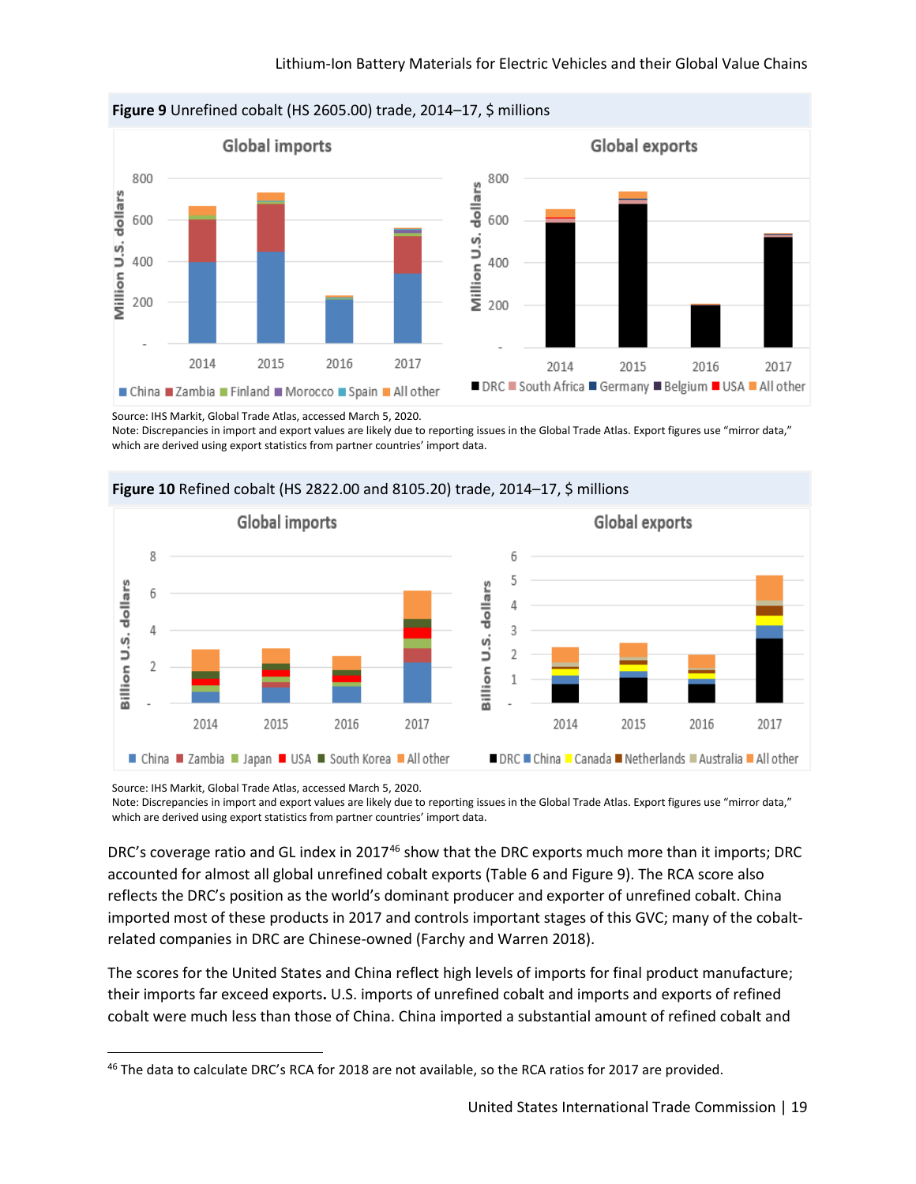**Figure 9** Unrefined cobalt (HS 2605.00) trade, 2014–17, $ millions

Source: IHS Markit, Global Trade Atlas, accessed March 5, 2020.
Note: Discrepancies in import and export values are likely due to reporting issues in the Global Trade Atlas. Export figures use "mirror data," which are derived using export statistics from partner countries' import data.

**Figure 10** Refined cobalt (HS 2822.00 and 8105.20) trade, 2014–17, $ millions

Source: IHS Markit, Global Trade Atlas, accessed March 5, 2020.
Note: Discrepancies in import and export values are likely due to reporting issues in the Global Trade Atlas. Export figures use "mirror data," which are derived using export statistics from partner countries' import data.

DRC's coverage ratio and GL index in 2017[46] show that the DRC exports much more than it imports; DRC accounted for almost all global unrefined cobalt exports (Table 6 and Figure 9). The RCA score also reflects the DRC's position as the world's dominant producer and exporter of unrefined cobalt. China imported most of these products in 2017 and controls important stages of this GVC; many of the cobalt-related companies in DRC are Chinese-owned (Farchy and Warren 2018).

The scores for the United States and China reflect high levels of imports for final product manufacture; their imports far exceed exports**.** U.S. imports of unrefined cobalt and imports and exports of refined cobalt were much less than those of China. China imported a substantial amount of refined cobalt and

[46] The data to calculate DRC's RCA for 2018 are not available, so the RCA ratios for 2017 are provided.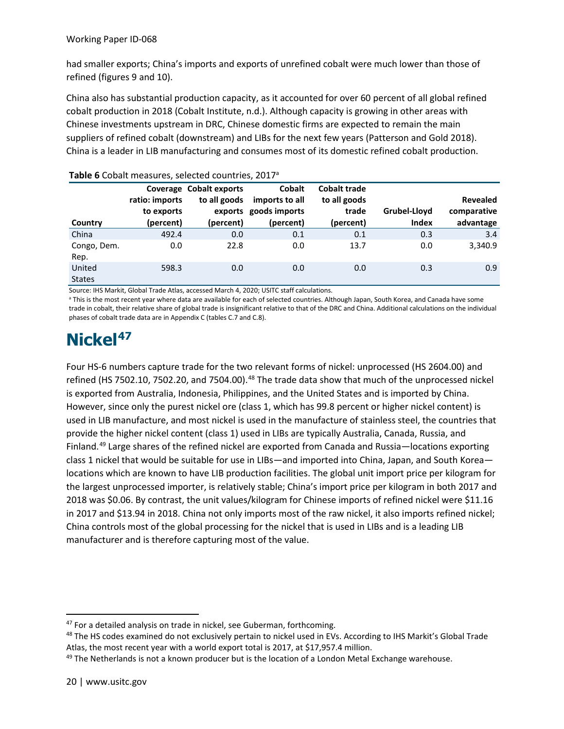had smaller exports; China's imports and exports of unrefined cobalt were much lower than those of refined (figures 9 and 10).

China also has substantial production capacity, as it accounted for over 60 percent of all global refined cobalt production in 2018 (Cobalt Institute, n.d.). Although capacity is growing in other areas with Chinese investments upstream in DRC, Chinese domestic firms are expected to remain the main suppliers of refined cobalt (downstream) and LIBs for the next few years (Patterson and Gold 2018). China is a leader in LIB manufacturing and consumes most of its domestic refined cobalt production.

**Table 6** Cobalt measures, selected countries, 2017[a]

| Country | Coverage ratio: imports to exports (percent) | Cobalt exports to all goods exports (percent) | Cobalt imports to all goods imports (percent) | Cobalt trade to all goods trade (percent) | Grubel-Lloyd Index | Revealed comparative advantage |
|---|---|---|---|---|---|---|
| China | 492.4 | 0.0 | 0.1 | 0.1 | 0.3 | 3.4 |
| Congo, Dem. Rep. | 0.0 | 22.8 | 0.0 | 13.7 | 0.0 | 3,340.9 |
| United States | 598.3 | 0.0 | 0.0 | 0.0 | 0.3 | 0.9 |

Source: IHS Markit, Global Trade Atlas, accessed March 4, 2020; USITC staff calculations.

[a] This is the most recent year where data are available for each of selected countries. Although Japan, South Korea, and Canada have some trade in cobalt, their relative share of global trade is insignificant relative to that of the DRC and China. Additional calculations on the individual phases of cobalt trade data are in Appendix C (tables C.7 and C.8).

# Nickel[47]

Four HS-6 numbers capture trade for the two relevant forms of nickel: unprocessed (HS 2604.00) and refined (HS 7502.10, 7502.20, and 7504.00).[48] The trade data show that much of the unprocessed nickel is exported from Australia, Indonesia, Philippines, and the United States and is imported by China. However, since only the purest nickel ore (class 1, which has 99.8 percent or higher nickel content) is used in LIB manufacture, and most nickel is used in the manufacture of stainless steel, the countries that provide the higher nickel content (class 1) used in LIBs are typically Australia, Canada, Russia, and Finland.[49] Large shares of the refined nickel are exported from Canada and Russia—locations exporting class 1 nickel that would be suitable for use in LIBs—and imported into China, Japan, and South Korea—locations which are known to have LIB production facilities. The global unit import price per kilogram for the largest unprocessed importer, is relatively stable; China's import price per kilogram in both 2017 and 2018 was \$0.06. By contrast, the unit values/kilogram for Chinese imports of refined nickel were \$11.16 in 2017 and \$13.94 in 2018. China not only imports most of the raw nickel, it also imports refined nickel; China controls most of the global processing for the nickel that is used in LIBs and is a leading LIB manufacturer and is therefore capturing most of the value.

[47] For a detailed analysis on trade in nickel, see Guberman, forthcoming.

[48] The HS codes examined do not exclusively pertain to nickel used in EVs. According to IHS Markit's Global Trade Atlas, the most recent year with a world export total is 2017, at \$17,957.4 million.

[49] The Netherlands is not a known producer but is the location of a London Metal Exchange warehouse.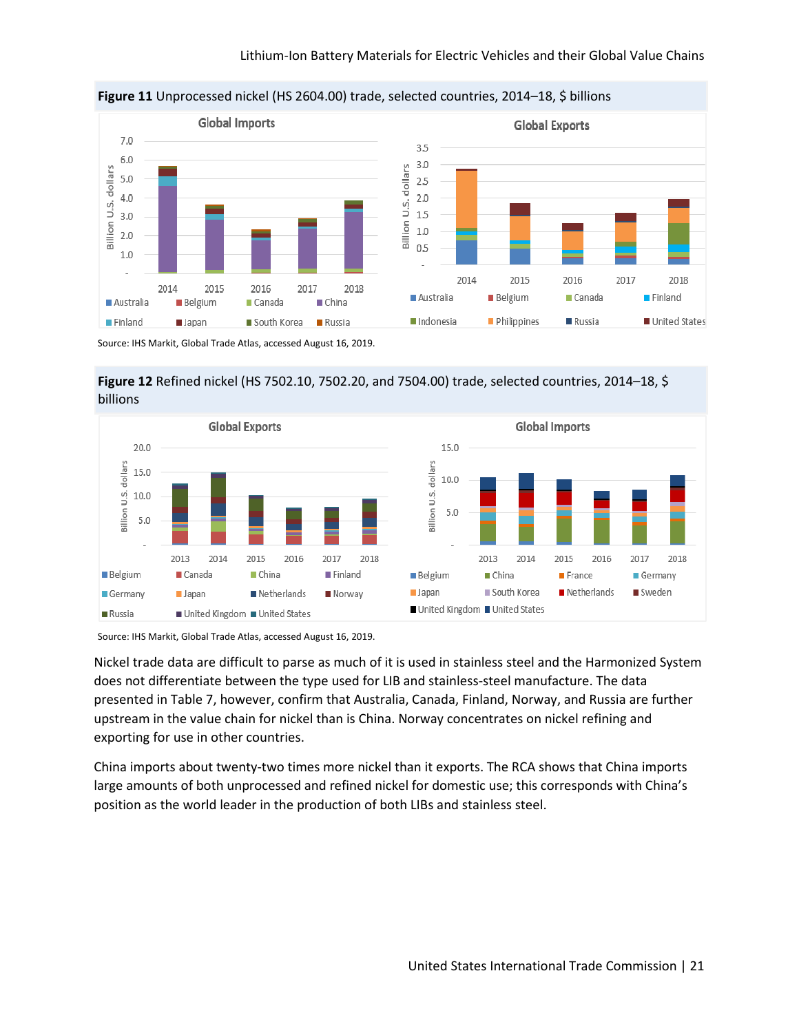**Figure 11** Unprocessed nickel (HS 2604.00) trade, selected countries, 2014–18, $ billions

Source: IHS Markit, Global Trade Atlas, accessed August 16, 2019.

**Figure 12** Refined nickel (HS 7502.10, 7502.20, and 7504.00) trade, selected countries, 2014–18, $ billions

Source: IHS Markit, Global Trade Atlas, accessed August 16, 2019.

Nickel trade data are difficult to parse as much of it is used in stainless steel and the Harmonized System does not differentiate between the type used for LIB and stainless-steel manufacture. The data presented in Table 7, however, confirm that Australia, Canada, Finland, Norway, and Russia are further upstream in the value chain for nickel than is China. Norway concentrates on nickel refining and exporting for use in other countries.

China imports about twenty-two times more nickel than it exports. The RCA shows that China imports large amounts of both unprocessed and refined nickel for domestic use; this corresponds with China's position as the world leader in the production of both LIBs and stainless steel.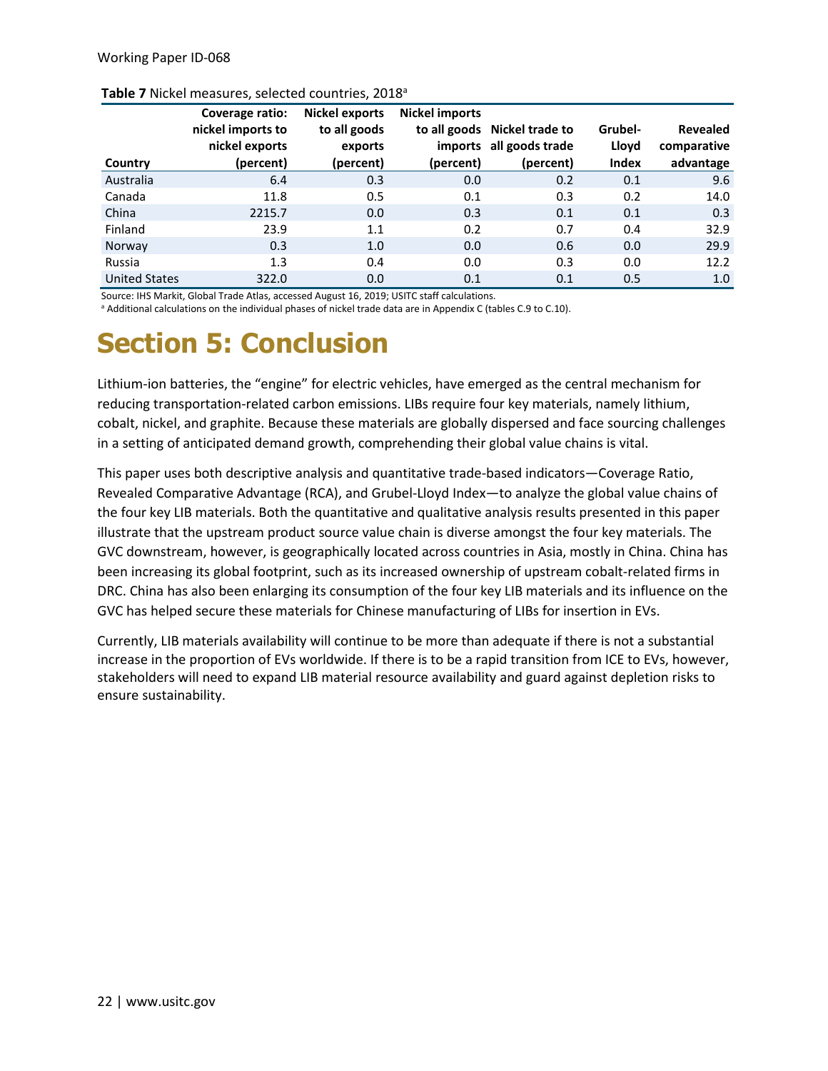**Table 7** Nickel measures, selected countries, 2018[a]

| Country | Coverage ratio: nickel imports to nickel exports (percent) | Nickel exports to all goods exports (percent) | Nickel imports to all goods imports (percent) | Nickel trade to all goods trade (percent) | Grubel-Lloyd Index | Revealed comparative advantage |
|---|---|---|---|---|---|---|
| Australia | 6.4 | 0.3 | 0.0 | 0.2 | 0.1 | 9.6 |
| Canada | 11.8 | 0.5 | 0.1 | 0.3 | 0.2 | 14.0 |
| China | 2215.7 | 0.0 | 0.3 | 0.1 | 0.1 | 0.3 |
| Finland | 23.9 | 1.1 | 0.2 | 0.7 | 0.4 | 32.9 |
| Norway | 0.3 | 1.0 | 0.0 | 0.6 | 0.0 | 29.9 |
| Russia | 1.3 | 0.4 | 0.0 | 0.3 | 0.0 | 12.2 |
| United States | 322.0 | 0.0 | 0.1 | 0.1 | 0.5 | 1.0 |

Source: IHS Markit, Global Trade Atlas, accessed August 16, 2019; USITC staff calculations.
[a] Additional calculations on the individual phases of nickel trade data are in Appendix C (tables C.9 to C.10).

# Section 5: Conclusion

Lithium-ion batteries, the "engine" for electric vehicles, have emerged as the central mechanism for reducing transportation-related carbon emissions. LIBs require four key materials, namely lithium, cobalt, nickel, and graphite. Because these materials are globally dispersed and face sourcing challenges in a setting of anticipated demand growth, comprehending their global value chains is vital.

This paper uses both descriptive analysis and quantitative trade-based indicators—Coverage Ratio, Revealed Comparative Advantage (RCA), and Grubel-Lloyd Index—to analyze the global value chains of the four key LIB materials. Both the quantitative and qualitative analysis results presented in this paper illustrate that the upstream product source value chain is diverse amongst the four key materials. The GVC downstream, however, is geographically located across countries in Asia, mostly in China. China has been increasing its global footprint, such as its increased ownership of upstream cobalt-related firms in DRC. China has also been enlarging its consumption of the four key LIB materials and its influence on the GVC has helped secure these materials for Chinese manufacturing of LIBs for insertion in EVs.

Currently, LIB materials availability will continue to be more than adequate if there is not a substantial increase in the proportion of EVs worldwide. If there is to be a rapid transition from ICE to EVs, however, stakeholders will need to expand LIB material resource availability and guard against depletion risks to ensure sustainability.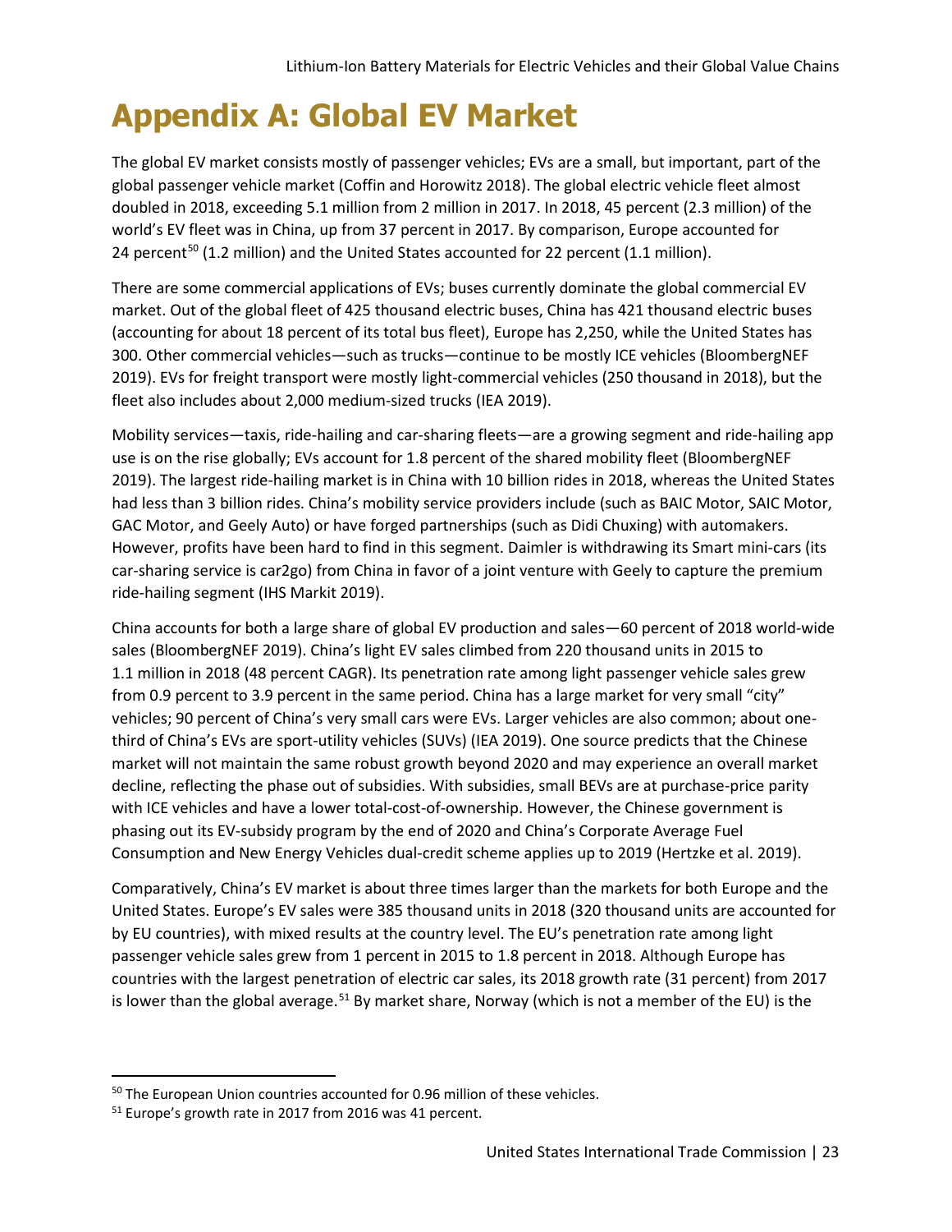# Appendix A: Global EV Market

The global EV market consists mostly of passenger vehicles; EVs are a small, but important, part of the global passenger vehicle market (Coffin and Horowitz 2018). The global electric vehicle fleet almost doubled in 2018, exceeding 5.1 million from 2 million in 2017. In 2018, 45 percent (2.3 million) of the world's EV fleet was in China, up from 37 percent in 2017. By comparison, Europe accounted for 24 percent[50] (1.2 million) and the United States accounted for 22 percent (1.1 million).

There are some commercial applications of EVs; buses currently dominate the global commercial EV market. Out of the global fleet of 425 thousand electric buses, China has 421 thousand electric buses (accounting for about 18 percent of its total bus fleet), Europe has 2,250, while the United States has 300. Other commercial vehicles—such as trucks—continue to be mostly ICE vehicles (BloombergNEF 2019). EVs for freight transport were mostly light-commercial vehicles (250 thousand in 2018), but the fleet also includes about 2,000 medium-sized trucks (IEA 2019).

Mobility services—taxis, ride-hailing and car-sharing fleets—are a growing segment and ride-hailing app use is on the rise globally; EVs account for 1.8 percent of the shared mobility fleet (BloombergNEF 2019). The largest ride-hailing market is in China with 10 billion rides in 2018, whereas the United States had less than 3 billion rides. China's mobility service providers include (such as BAIC Motor, SAIC Motor, GAC Motor, and Geely Auto) or have forged partnerships (such as Didi Chuxing) with automakers. However, profits have been hard to find in this segment. Daimler is withdrawing its Smart mini-cars (its car-sharing service is car2go) from China in favor of a joint venture with Geely to capture the premium ride-hailing segment (IHS Markit 2019).

China accounts for both a large share of global EV production and sales—60 percent of 2018 world-wide sales (BloombergNEF 2019). China's light EV sales climbed from 220 thousand units in 2015 to 1.1 million in 2018 (48 percent CAGR). Its penetration rate among light passenger vehicle sales grew from 0.9 percent to 3.9 percent in the same period. China has a large market for very small "city" vehicles; 90 percent of China's very small cars were EVs. Larger vehicles are also common; about one-third of China's EVs are sport-utility vehicles (SUVs) (IEA 2019). One source predicts that the Chinese market will not maintain the same robust growth beyond 2020 and may experience an overall market decline, reflecting the phase out of subsidies. With subsidies, small BEVs are at purchase-price parity with ICE vehicles and have a lower total-cost-of-ownership. However, the Chinese government is phasing out its EV-subsidy program by the end of 2020 and China's Corporate Average Fuel Consumption and New Energy Vehicles dual-credit scheme applies up to 2019 (Hertzke et al. 2019).

Comparatively, China's EV market is about three times larger than the markets for both Europe and the United States. Europe's EV sales were 385 thousand units in 2018 (320 thousand units are accounted for by EU countries), with mixed results at the country level. The EU's penetration rate among light passenger vehicle sales grew from 1 percent in 2015 to 1.8 percent in 2018. Although Europe has countries with the largest penetration of electric car sales, its 2018 growth rate (31 percent) from 2017 is lower than the global average.[51] By market share, Norway (which is not a member of the EU) is the

[50] The European Union countries accounted for 0.96 million of these vehicles.

[51] Europe's growth rate in 2017 from 2016 was 41 percent.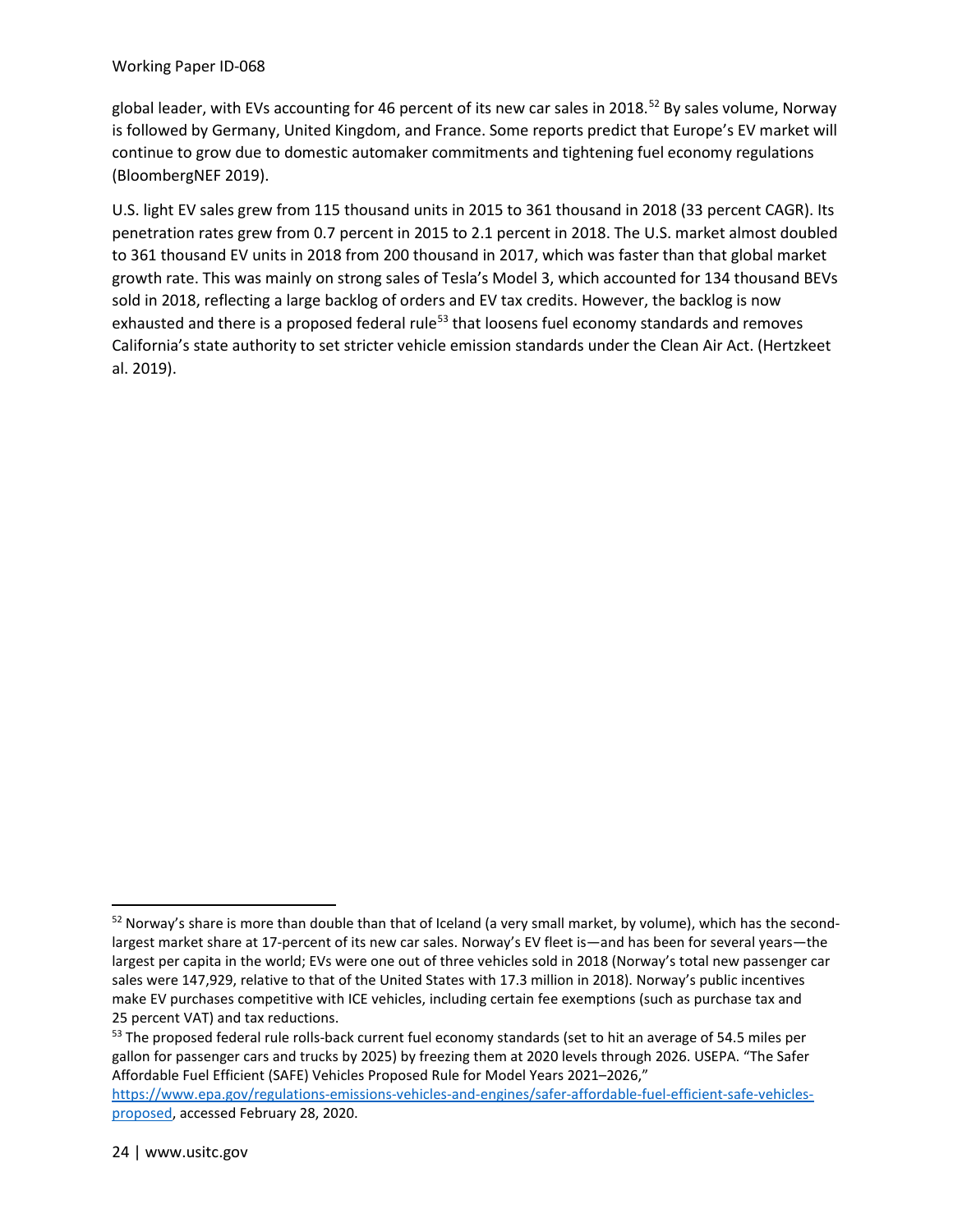global leader, with EVs accounting for 46 percent of its new car sales in 2018.[52] By sales volume, Norway is followed by Germany, United Kingdom, and France. Some reports predict that Europe's EV market will continue to grow due to domestic automaker commitments and tightening fuel economy regulations (BloombergNEF 2019).

U.S. light EV sales grew from 115 thousand units in 2015 to 361 thousand in 2018 (33 percent CAGR). Its penetration rates grew from 0.7 percent in 2015 to 2.1 percent in 2018. The U.S. market almost doubled to 361 thousand EV units in 2018 from 200 thousand in 2017, which was faster than that global market growth rate. This was mainly on strong sales of Tesla's Model 3, which accounted for 134 thousand BEVs sold in 2018, reflecting a large backlog of orders and EV tax credits. However, the backlog is now exhausted and there is a proposed federal rule[53] that loosens fuel economy standards and removes California's state authority to set stricter vehicle emission standards under the Clean Air Act. (Hertzkeet al. 2019).

---

[52] Norway's share is more than double than that of Iceland (a very small market, by volume), which has the second-largest market share at 17-percent of its new car sales. Norway's EV fleet is—and has been for several years—the largest per capita in the world; EVs were one out of three vehicles sold in 2018 (Norway's total new passenger car sales were 147,929, relative to that of the United States with 17.3 million in 2018). Norway's public incentives make EV purchases competitive with ICE vehicles, including certain fee exemptions (such as purchase tax and 25 percent VAT) and tax reductions.

[53] The proposed federal rule rolls-back current fuel economy standards (set to hit an average of 54.5 miles per gallon for passenger cars and trucks by 2025) by freezing them at 2020 levels through 2026. USEPA. "The Safer Affordable Fuel Efficient (SAFE) Vehicles Proposed Rule for Model Years 2021–2026," https://www.epa.gov/regulations-emissions-vehicles-and-engines/safer-affordable-fuel-efficient-safe-vehicles-proposed, accessed February 28, 2020.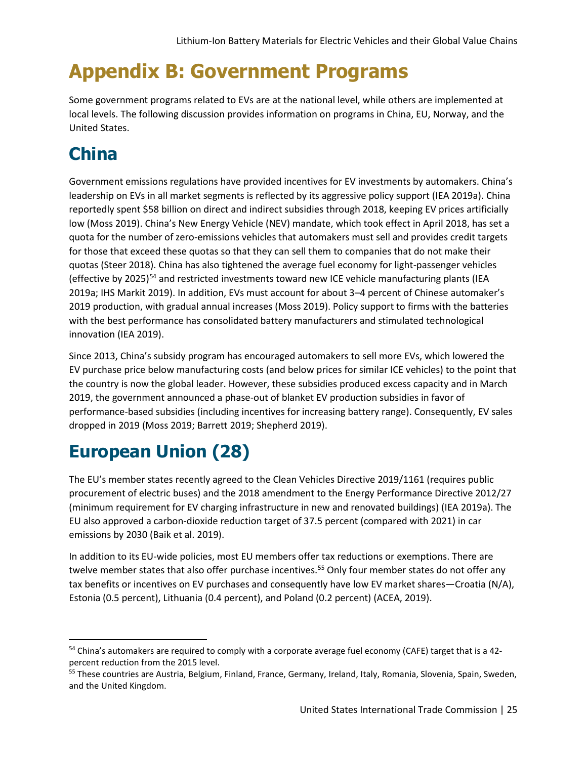# Appendix B: Government Programs

Some government programs related to EVs are at the national level, while others are implemented at local levels. The following discussion provides information on programs in China, EU, Norway, and the United States.

## China

Government emissions regulations have provided incentives for EV investments by automakers. China's leadership on EVs in all market segments is reflected by its aggressive policy support (IEA 2019a). China reportedly spent $58 billion on direct and indirect subsidies through 2018, keeping EV prices artificially low (Moss 2019). China's New Energy Vehicle (NEV) mandate, which took effect in April 2018, has set a quota for the number of zero-emissions vehicles that automakers must sell and provides credit targets for those that exceed these quotas so that they can sell them to companies that do not make their quotas (Steer 2018). China has also tightened the average fuel economy for light-passenger vehicles (effective by 2025)[54] and restricted investments toward new ICE vehicle manufacturing plants (IEA 2019a; IHS Markit 2019). In addition, EVs must account for about 3–4 percent of Chinese automaker's 2019 production, with gradual annual increases (Moss 2019). Policy support to firms with the batteries with the best performance has consolidated battery manufacturers and stimulated technological innovation (IEA 2019).

Since 2013, China's subsidy program has encouraged automakers to sell more EVs, which lowered the EV purchase price below manufacturing costs (and below prices for similar ICE vehicles) to the point that the country is now the global leader. However, these subsidies produced excess capacity and in March 2019, the government announced a phase-out of blanket EV production subsidies in favor of performance-based subsidies (including incentives for increasing battery range). Consequently, EV sales dropped in 2019 (Moss 2019; Barrett 2019; Shepherd 2019).

## European Union (28)

The EU's member states recently agreed to the Clean Vehicles Directive 2019/1161 (requires public procurement of electric buses) and the 2018 amendment to the Energy Performance Directive 2012/27 (minimum requirement for EV charging infrastructure in new and renovated buildings) (IEA 2019a). The EU also approved a carbon-dioxide reduction target of 37.5 percent (compared with 2021) in car emissions by 2030 (Baik et al. 2019).

In addition to its EU-wide policies, most EU members offer tax reductions or exemptions. There are twelve member states that also offer purchase incentives.[55] Only four member states do not offer any tax benefits or incentives on EV purchases and consequently have low EV market shares—Croatia (N/A), Estonia (0.5 percent), Lithuania (0.4 percent), and Poland (0.2 percent) (ACEA, 2019).

---

[54] China's automakers are required to comply with a corporate average fuel economy (CAFE) target that is a 42-percent reduction from the 2015 level.

[55] These countries are Austria, Belgium, Finland, France, Germany, Ireland, Italy, Romania, Slovenia, Spain, Sweden, and the United Kingdom.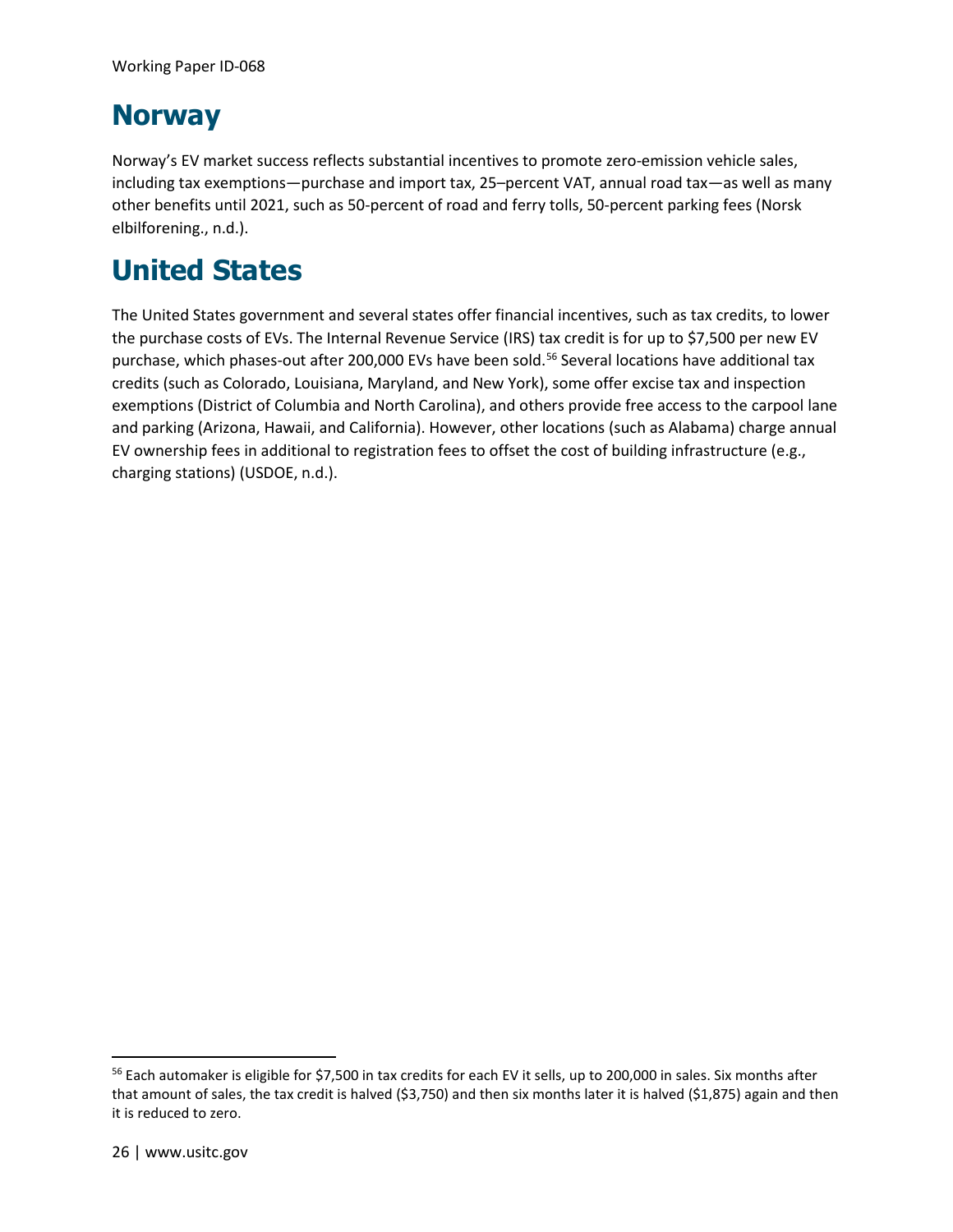# Norway

Norway's EV market success reflects substantial incentives to promote zero-emission vehicle sales, including tax exemptions—purchase and import tax, 25–percent VAT, annual road tax—as well as many other benefits until 2021, such as 50-percent of road and ferry tolls, 50-percent parking fees (Norsk elbilforening., n.d.).

# United States

The United States government and several states offer financial incentives, such as tax credits, to lower the purchase costs of EVs. The Internal Revenue Service (IRS) tax credit is for up to $7,500 per new EV purchase, which phases-out after 200,000 EVs have been sold.[56] Several locations have additional tax credits (such as Colorado, Louisiana, Maryland, and New York), some offer excise tax and inspection exemptions (District of Columbia and North Carolina), and others provide free access to the carpool lane and parking (Arizona, Hawaii, and California). However, other locations (such as Alabama) charge annual EV ownership fees in additional to registration fees to offset the cost of building infrastructure (e.g., charging stations) (USDOE, n.d.).

---

[56] Each automaker is eligible for $7,500 in tax credits for each EV it sells, up to 200,000 in sales. Six months after that amount of sales, the tax credit is halved ($3,750) and then six months later it is halved ($1,875) again and then it is reduced to zero.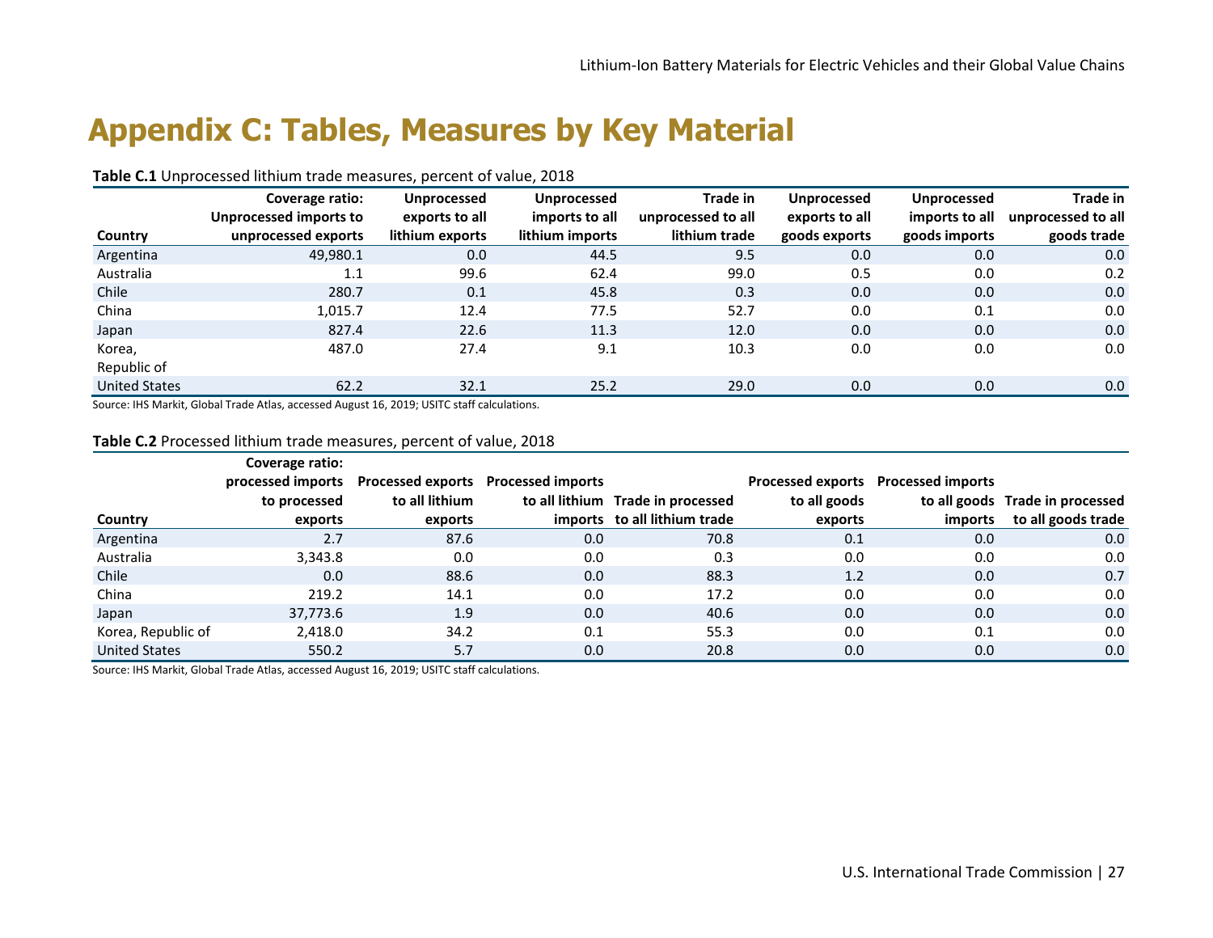# Appendix C: Tables, Measures by Key Material

**Table C.1** Unprocessed lithium trade measures, percent of value, 2018

| Country | Coverage ratio: Unprocessed imports to unprocessed exports | Unprocessed exports to all lithium exports | Unprocessed imports to all lithium imports | Trade in unprocessed to all lithium trade | Unprocessed exports to all goods exports | Unprocessed imports to all goods imports | Trade in unprocessed to all goods trade |
|---|---|---|---|---|---|---|---|
| Argentina | 49,980.1 | 0.0 | 44.5 | 9.5 | 0.0 | 0.0 | 0.0 |
| Australia | 1.1 | 99.6 | 62.4 | 99.0 | 0.5 | 0.0 | 0.2 |
| Chile | 280.7 | 0.1 | 45.8 | 0.3 | 0.0 | 0.0 | 0.0 |
| China | 1,015.7 | 12.4 | 77.5 | 52.7 | 0.0 | 0.1 | 0.0 |
| Japan | 827.4 | 22.6 | 11.3 | 12.0 | 0.0 | 0.0 | 0.0 |
| Korea, Republic of | 487.0 | 27.4 | 9.1 | 10.3 | 0.0 | 0.0 | 0.0 |
| United States | 62.2 | 32.1 | 25.2 | 29.0 | 0.0 | 0.0 | 0.0 |

Source: IHS Markit, Global Trade Atlas, accessed August 16, 2019; USITC staff calculations.

**Table C.2** Processed lithium trade measures, percent of value, 2018

| Country | Coverage ratio: processed imports to processed exports | Processed exports to all lithium exports | Processed imports to all lithium imports | Trade in processed to all lithium trade | Processed exports to all goods exports | Processed imports to all goods imports | Trade in processed to all goods trade |
|---|---|---|---|---|---|---|---|
| Argentina | 2.7 | 87.6 | 0.0 | 70.8 | 0.1 | 0.0 | 0.0 |
| Australia | 3,343.8 | 0.0 | 0.0 | 0.3 | 0.0 | 0.0 | 0.0 |
| Chile | 0.0 | 88.6 | 0.0 | 88.3 | 1.2 | 0.0 | 0.7 |
| China | 219.2 | 14.1 | 0.0 | 17.2 | 0.0 | 0.0 | 0.0 |
| Japan | 37,773.6 | 1.9 | 0.0 | 40.6 | 0.0 | 0.0 | 0.0 |
| Korea, Republic of | 2,418.0 | 34.2 | 0.1 | 55.3 | 0.0 | 0.1 | 0.0 |
| United States | 550.2 | 5.7 | 0.0 | 20.8 | 0.0 | 0.0 | 0.0 |

Source: IHS Markit, Global Trade Atlas, accessed August 16, 2019; USITC staff calculations.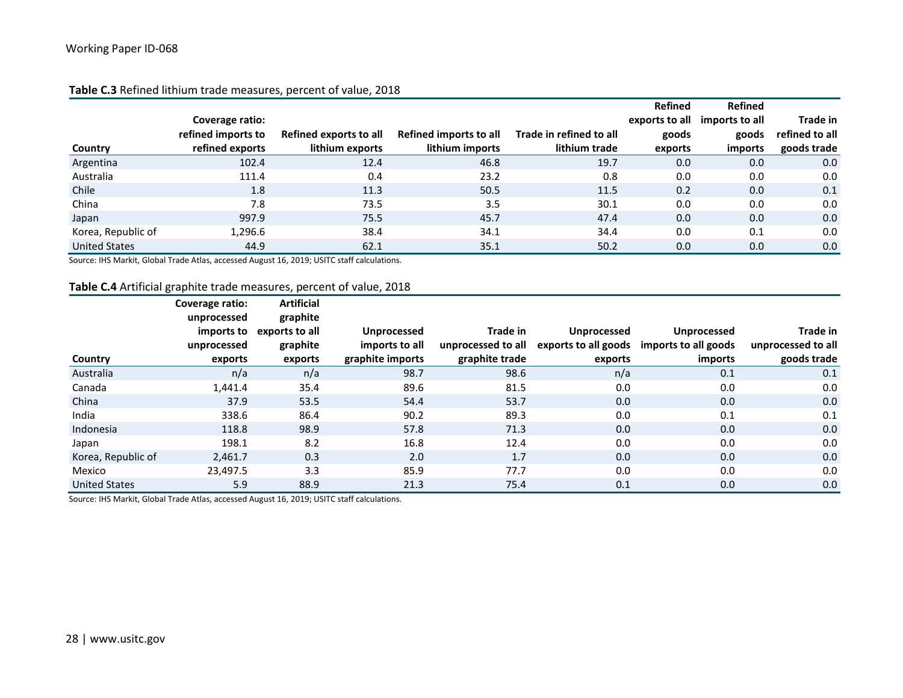**Table C.3** Refined lithium trade measures, percent of value, 2018

| Country | Coverage ratio: refined imports to refined exports | Refined exports to all lithium exports | Refined imports to all lithium imports | Trade in refined to all lithium trade | Refined exports to all goods exports | Refined imports to all goods imports | Trade in refined to all goods trade |
|---|---|---|---|---|---|---|---|
| Argentina | 102.4 | 12.4 | 46.8 | 19.7 | 0.0 | 0.0 | 0.0 |
| Australia | 111.4 | 0.4 | 23.2 | 0.8 | 0.0 | 0.0 | 0.0 |
| Chile | 1.8 | 11.3 | 50.5 | 11.5 | 0.2 | 0.0 | 0.1 |
| China | 7.8 | 73.5 | 3.5 | 30.1 | 0.0 | 0.0 | 0.0 |
| Japan | 997.9 | 75.5 | 45.7 | 47.4 | 0.0 | 0.0 | 0.0 |
| Korea, Republic of | 1,296.6 | 38.4 | 34.1 | 34.4 | 0.0 | 0.1 | 0.0 |
| United States | 44.9 | 62.1 | 35.1 | 50.2 | 0.0 | 0.0 | 0.0 |

Source: IHS Markit, Global Trade Atlas, accessed August 16, 2019; USITC staff calculations.

**Table C.4** Artificial graphite trade measures, percent of value, 2018

| Country | Coverage ratio: unprocessed imports to unprocessed exports | Artificial graphite exports to all graphite exports | Unprocessed imports to all graphite imports | Trade in unprocessed to all graphite trade | Unprocessed exports to all goods exports | Unprocessed imports to all goods imports | Trade in unprocessed to all goods trade |
|---|---|---|---|---|---|---|---|
| Australia | n/a | n/a | 98.7 | 98.6 | n/a | 0.1 | 0.1 |
| Canada | 1,441.4 | 35.4 | 89.6 | 81.5 | 0.0 | 0.0 | 0.0 |
| China | 37.9 | 53.5 | 54.4 | 53.7 | 0.0 | 0.0 | 0.0 |
| India | 338.6 | 86.4 | 90.2 | 89.3 | 0.0 | 0.1 | 0.1 |
| Indonesia | 118.8 | 98.9 | 57.8 | 71.3 | 0.0 | 0.0 | 0.0 |
| Japan | 198.1 | 8.2 | 16.8 | 12.4 | 0.0 | 0.0 | 0.0 |
| Korea, Republic of | 2,461.7 | 0.3 | 2.0 | 1.7 | 0.0 | 0.0 | 0.0 |
| Mexico | 23,497.5 | 3.3 | 85.9 | 77.7 | 0.0 | 0.0 | 0.0 |
| United States | 5.9 | 88.9 | 21.3 | 75.4 | 0.1 | 0.0 | 0.0 |

Source: IHS Markit, Global Trade Atlas, accessed August 16, 2019; USITC staff calculations.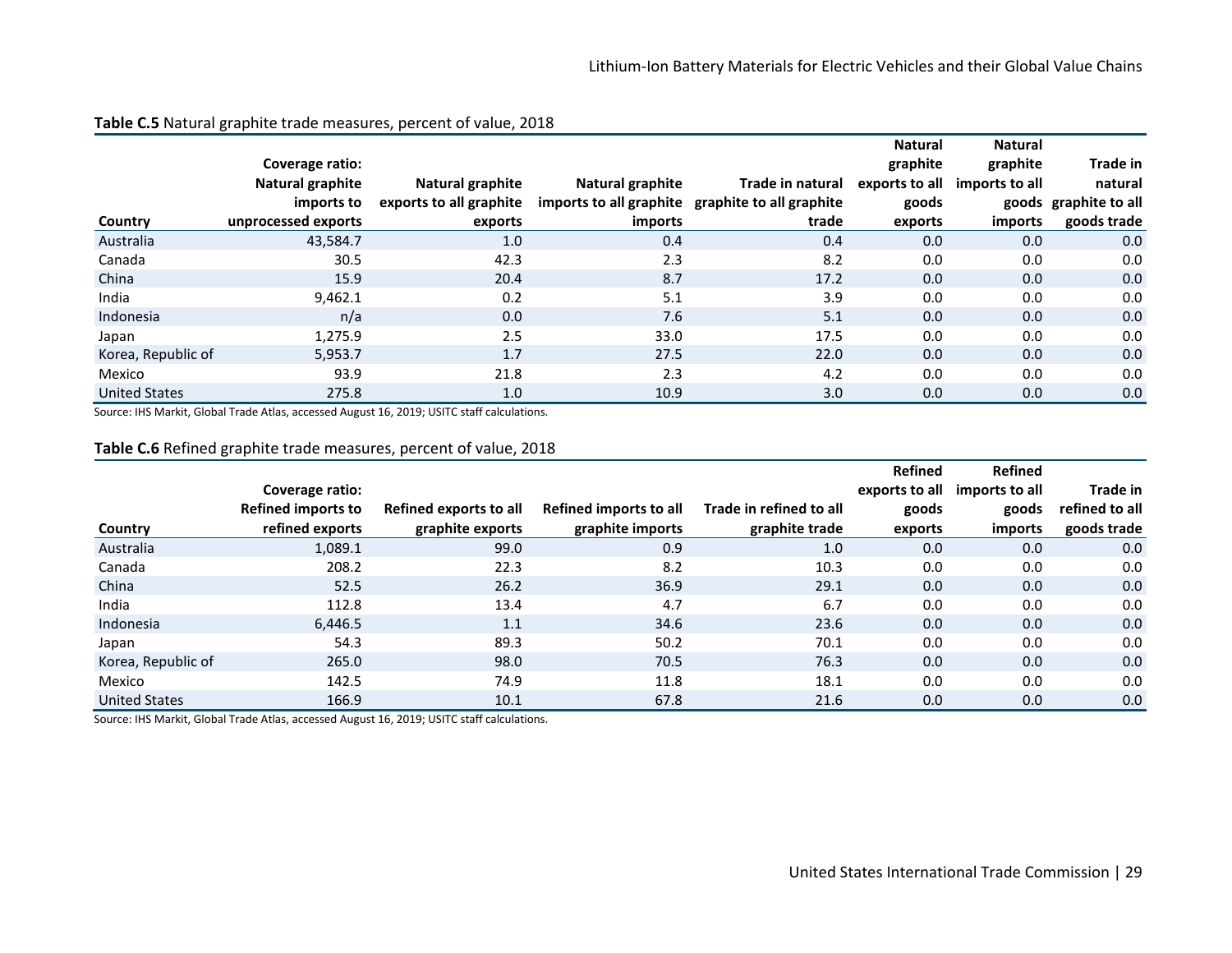**Table C.5** Natural graphite trade measures, percent of value, 2018

| Country | Coverage ratio: Natural graphite imports to unprocessed exports | Natural graphite exports to all graphite exports | Natural graphite imports to all graphite imports | Trade in natural graphite to all graphite trade | Natural graphite exports to all goods exports | Natural graphite imports to all goods imports | Trade in natural graphite to all goods trade |
|---|---|---|---|---|---|---|---|
| Australia | 43,584.7 | 1.0 | 0.4 | 0.4 | 0.0 | 0.0 | 0.0 |
| Canada | 30.5 | 42.3 | 2.3 | 8.2 | 0.0 | 0.0 | 0.0 |
| China | 15.9 | 20.4 | 8.7 | 17.2 | 0.0 | 0.0 | 0.0 |
| India | 9,462.1 | 0.2 | 5.1 | 3.9 | 0.0 | 0.0 | 0.0 |
| Indonesia | n/a | 0.0 | 7.6 | 5.1 | 0.0 | 0.0 | 0.0 |
| Japan | 1,275.9 | 2.5 | 33.0 | 17.5 | 0.0 | 0.0 | 0.0 |
| Korea, Republic of | 5,953.7 | 1.7 | 27.5 | 22.0 | 0.0 | 0.0 | 0.0 |
| Mexico | 93.9 | 21.8 | 2.3 | 4.2 | 0.0 | 0.0 | 0.0 |
| United States | 275.8 | 1.0 | 10.9 | 3.0 | 0.0 | 0.0 | 0.0 |

Source: IHS Markit, Global Trade Atlas, accessed August 16, 2019; USITC staff calculations.

**Table C.6** Refined graphite trade measures, percent of value, 2018

| Country | Coverage ratio: Refined imports to refined exports | Refined exports to all graphite exports | Refined imports to all graphite imports | Trade in refined to all graphite trade | Refined exports to all goods exports | Refined imports to all goods imports | Trade in refined to all goods trade |
|---|---|---|---|---|---|---|---|
| Australia | 1,089.1 | 99.0 | 0.9 | 1.0 | 0.0 | 0.0 | 0.0 |
| Canada | 208.2 | 22.3 | 8.2 | 10.3 | 0.0 | 0.0 | 0.0 |
| China | 52.5 | 26.2 | 36.9 | 29.1 | 0.0 | 0.0 | 0.0 |
| India | 112.8 | 13.4 | 4.7 | 6.7 | 0.0 | 0.0 | 0.0 |
| Indonesia | 6,446.5 | 1.1 | 34.6 | 23.6 | 0.0 | 0.0 | 0.0 |
| Japan | 54.3 | 89.3 | 50.2 | 70.1 | 0.0 | 0.0 | 0.0 |
| Korea, Republic of | 265.0 | 98.0 | 70.5 | 76.3 | 0.0 | 0.0 | 0.0 |
| Mexico | 142.5 | 74.9 | 11.8 | 18.1 | 0.0 | 0.0 | 0.0 |
| United States | 166.9 | 10.1 | 67.8 | 21.6 | 0.0 | 0.0 | 0.0 |

Source: IHS Markit, Global Trade Atlas, accessed August 16, 2019; USITC staff calculations.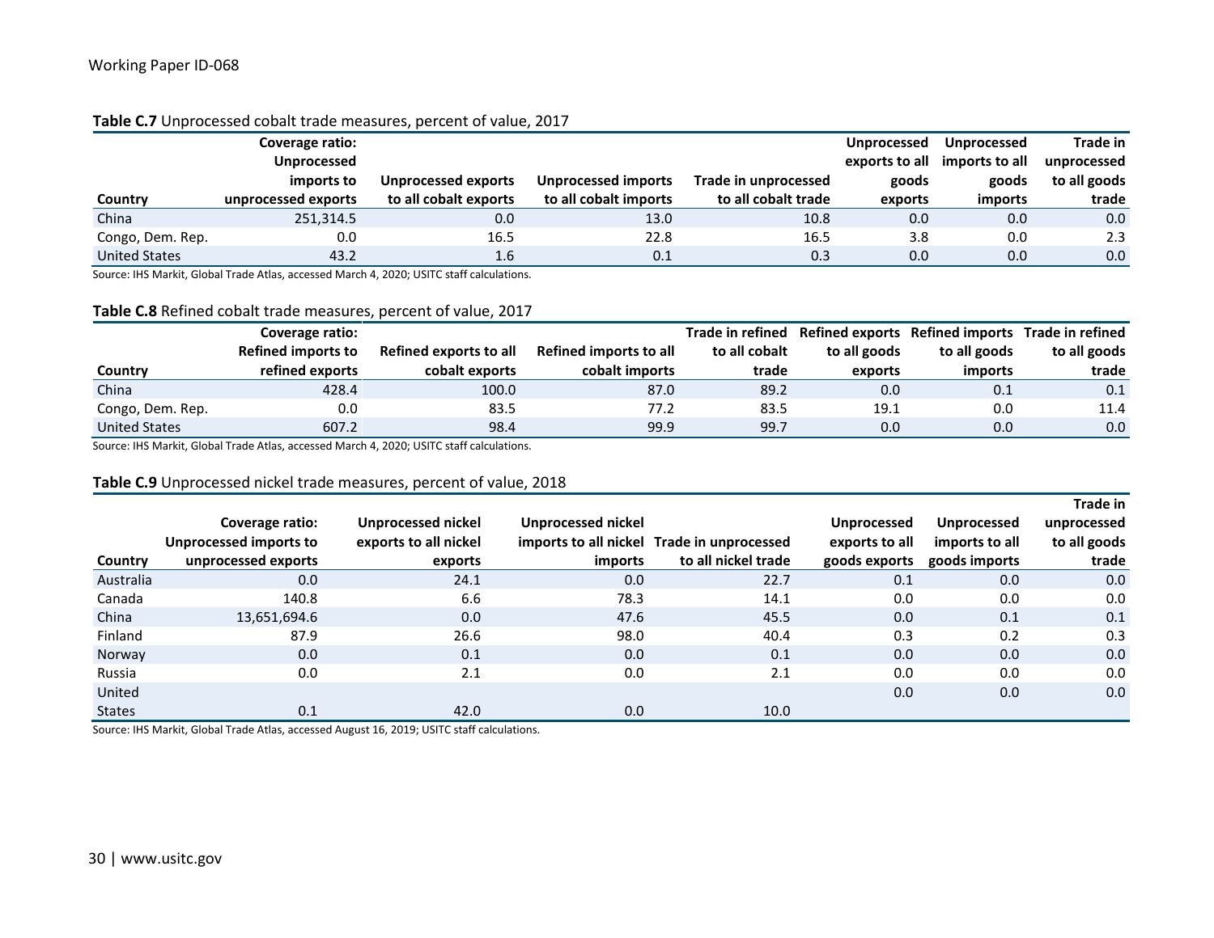**Table C.7** Unprocessed cobalt trade measures, percent of value, 2017

| Country | Coverage ratio: Unprocessed imports to unprocessed exports | Unprocessed exports to all cobalt exports | Unprocessed imports to all cobalt imports | Trade in unprocessed to all cobalt trade | Unprocessed exports to all goods exports | Unprocessed imports to all goods imports | Trade in unprocessed to all goods trade |
|---|---|---|---|---|---|---|---|
| China | 251,314.5 | 0.0 | 13.0 | 10.8 | 0.0 | 0.0 | 0.0 |
| Congo, Dem. Rep. | 0.0 | 16.5 | 22.8 | 16.5 | 3.8 | 0.0 | 2.3 |
| United States | 43.2 | 1.6 | 0.1 | 0.3 | 0.0 | 0.0 | 0.0 |

Source: IHS Markit, Global Trade Atlas, accessed March 4, 2020; USITC staff calculations.

**Table C.8** Refined cobalt trade measures, percent of value, 2017

| Country | Coverage ratio: Refined imports to refined exports | Refined exports to all cobalt exports | Refined imports to all cobalt imports | Trade in refined to all cobalt trade | Refined exports to all goods exports | Refined imports to all goods imports | Trade in refined to all goods trade |
|---|---|---|---|---|---|---|---|
| China | 428.4 | 100.0 | 87.0 | 89.2 | 0.0 | 0.1 | 0.1 |
| Congo, Dem. Rep. | 0.0 | 83.5 | 77.2 | 83.5 | 19.1 | 0.0 | 11.4 |
| United States | 607.2 | 98.4 | 99.9 | 99.7 | 0.0 | 0.0 | 0.0 |

Source: IHS Markit, Global Trade Atlas, accessed March 4, 2020; USITC staff calculations.

**Table C.9** Unprocessed nickel trade measures, percent of value, 2018

| Country | Coverage ratio: Unprocessed imports to unprocessed exports | Unprocessed nickel exports to all nickel exports | Unprocessed nickel imports to all nickel imports | Trade in unprocessed to all nickel trade | Unprocessed exports to all goods exports | Unprocessed imports to all goods imports | Trade in unprocessed to all goods trade |
|---|---|---|---|---|---|---|---|
| Australia | 0.0 | 24.1 | 0.0 | 22.7 | 0.1 | 0.0 | 0.0 |
| Canada | 140.8 | 6.6 | 78.3 | 14.1 | 0.0 | 0.0 | 0.0 |
| China | 13,651,694.6 | 0.0 | 47.6 | 45.5 | 0.0 | 0.1 | 0.1 |
| Finland | 87.9 | 26.6 | 98.0 | 40.4 | 0.3 | 0.2 | 0.3 |
| Norway | 0.0 | 0.1 | 0.0 | 0.1 | 0.0 | 0.0 | 0.0 |
| Russia | 0.0 | 2.1 | 0.0 | 2.1 | 0.0 | 0.0 | 0.0 |
| United States | 0.1 | 42.0 | 0.0 | 10.0 | 0.0 | 0.0 | 0.0 |

Source: IHS Markit, Global Trade Atlas, accessed August 16, 2019; USITC staff calculations.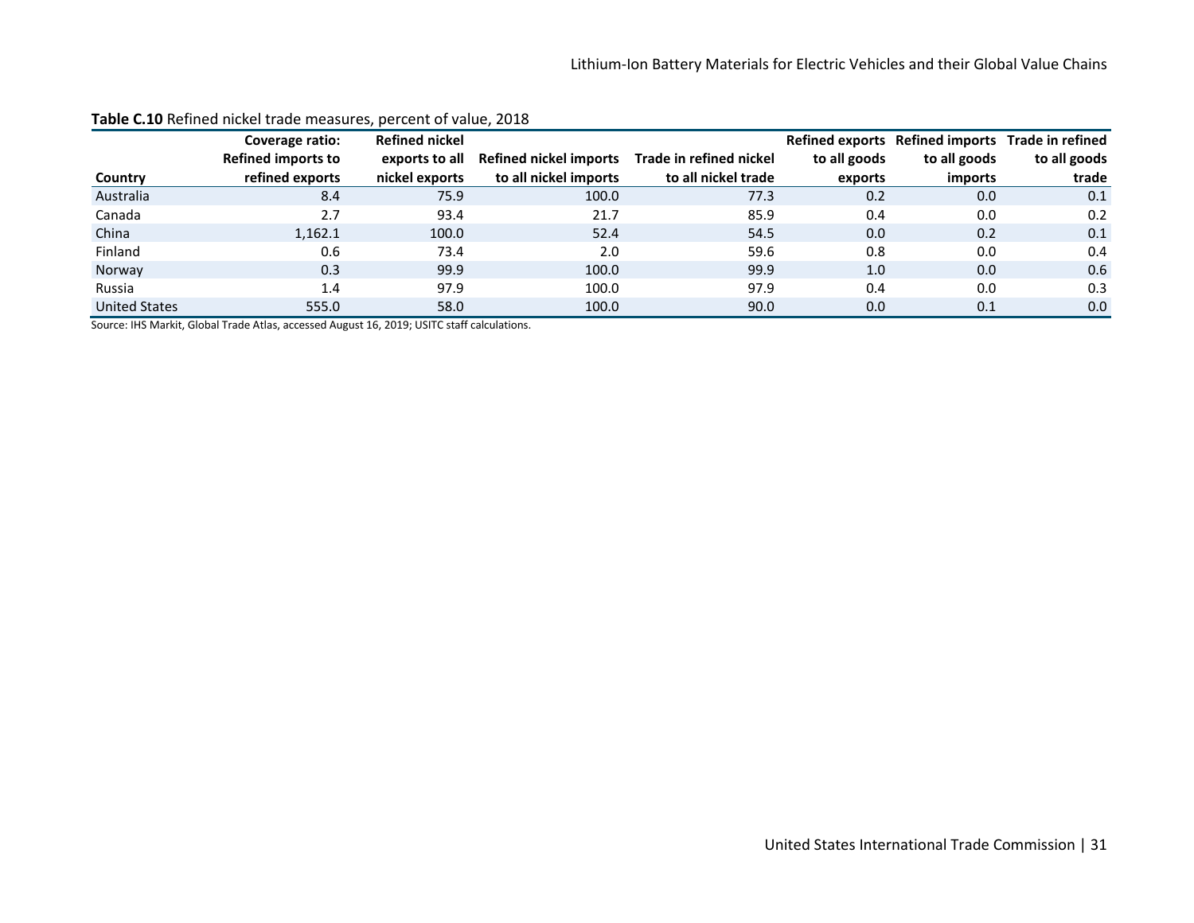**Table C.10** Refined nickel trade measures, percent of value, 2018

| Country | Coverage ratio: Refined imports to refined exports | Refined nickel exports to all nickel exports | Refined nickel imports to all nickel imports | Trade in refined nickel to all nickel trade | Refined exports to all goods exports | Refined imports to all goods imports | Trade in refined to all goods trade |
|---|---|---|---|---|---|---|---|
| Australia | 8.4 | 75.9 | 100.0 | 77.3 | 0.2 | 0.0 | 0.1 |
| Canada | 2.7 | 93.4 | 21.7 | 85.9 | 0.4 | 0.0 | 0.2 |
| China | 1,162.1 | 100.0 | 52.4 | 54.5 | 0.0 | 0.2 | 0.1 |
| Finland | 0.6 | 73.4 | 2.0 | 59.6 | 0.8 | 0.0 | 0.4 |
| Norway | 0.3 | 99.9 | 100.0 | 99.9 | 1.0 | 0.0 | 0.6 |
| Russia | 1.4 | 97.9 | 100.0 | 97.9 | 0.4 | 0.0 | 0.3 |
| United States | 555.0 | 58.0 | 100.0 | 90.0 | 0.0 | 0.1 | 0.0 |

Source: IHS Markit, Global Trade Atlas, accessed August 16, 2019; USITC staff calculations.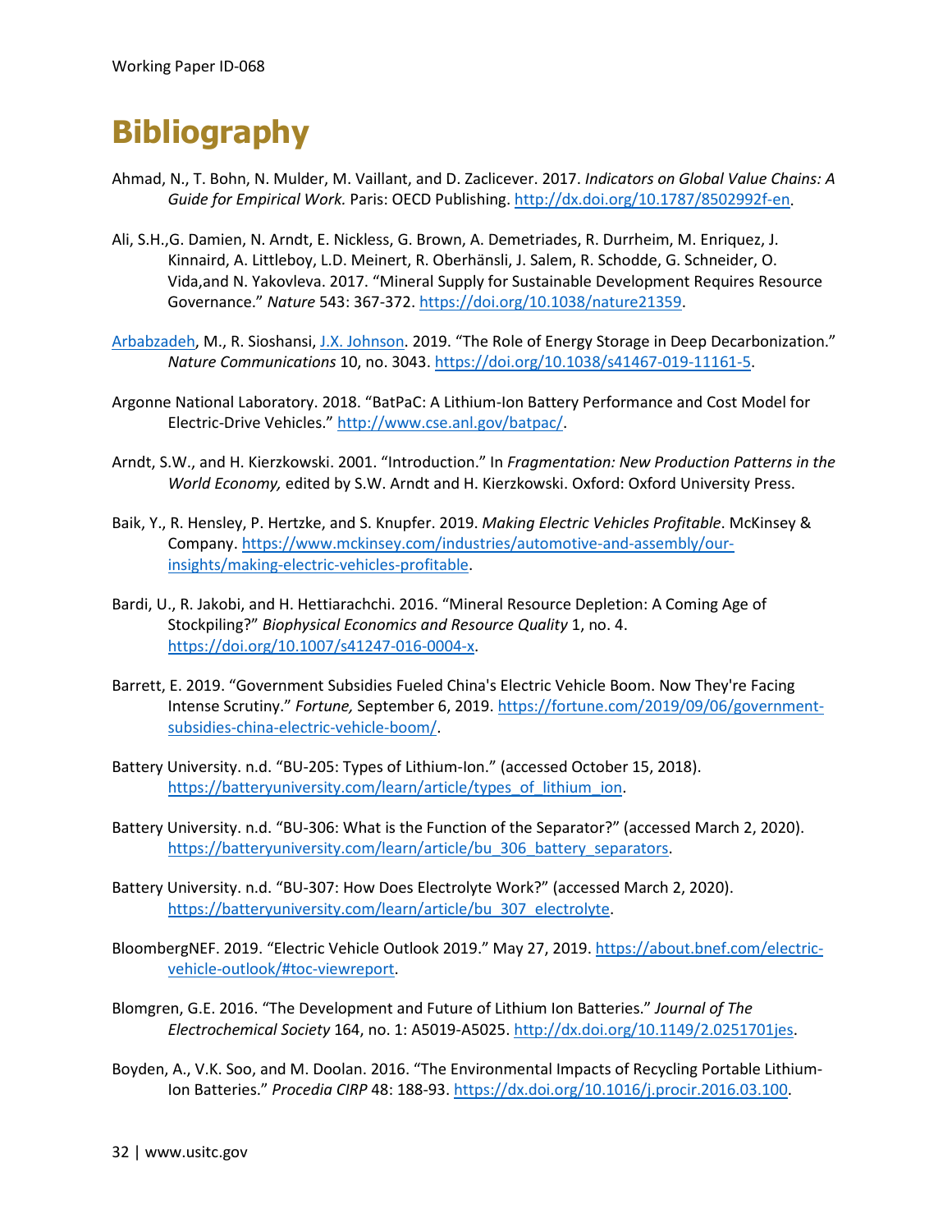# Bibliography

Ahmad, N., T. Bohn, N. Mulder, M. Vaillant, and D. Zaclicever. 2017. *Indicators on Global Value Chains: A Guide for Empirical Work.* Paris: OECD Publishing. http://dx.doi.org/10.1787/8502992f-en.

Ali, S.H.,G. Damien, N. Arndt, E. Nickless, G. Brown, A. Demetriades, R. Durrheim, M. Enriquez, J. Kinnaird, A. Littleboy, L.D. Meinert, R. Oberhänsli, J. Salem, R. Schodde, G. Schneider, O. Vida,and N. Yakovleva. 2017. "Mineral Supply for Sustainable Development Requires Resource Governance." *Nature* 543: 367-372. https://doi.org/10.1038/nature21359.

Arbabzadeh, M., R. Sioshansi, J.X. Johnson. 2019. "The Role of Energy Storage in Deep Decarbonization." *Nature Communications* 10, no. 3043. https://doi.org/10.1038/s41467-019-11161-5.

Argonne National Laboratory. 2018. "BatPaC: A Lithium-Ion Battery Performance and Cost Model for Electric-Drive Vehicles." http://www.cse.anl.gov/batpac/.

Arndt, S.W., and H. Kierzkowski. 2001. "Introduction." In *Fragmentation: New Production Patterns in the World Economy,* edited by S.W. Arndt and H. Kierzkowski. Oxford: Oxford University Press.

Baik, Y., R. Hensley, P. Hertzke, and S. Knupfer. 2019. *Making Electric Vehicles Profitable*. McKinsey & Company. https://www.mckinsey.com/industries/automotive-and-assembly/our-insights/making-electric-vehicles-profitable.

Bardi, U., R. Jakobi, and H. Hettiarachchi. 2016. "Mineral Resource Depletion: A Coming Age of Stockpiling?" *Biophysical Economics and Resource Quality* 1, no. 4. https://doi.org/10.1007/s41247-016-0004-x.

Barrett, E. 2019. "Government Subsidies Fueled China's Electric Vehicle Boom. Now They're Facing Intense Scrutiny." *Fortune,* September 6, 2019. https://fortune.com/2019/09/06/government-subsidies-china-electric-vehicle-boom/.

Battery University. n.d. "BU-205: Types of Lithium-Ion." (accessed October 15, 2018). https://batteryuniversity.com/learn/article/types_of_lithium_ion.

Battery University. n.d. "BU-306: What is the Function of the Separator?" (accessed March 2, 2020). https://batteryuniversity.com/learn/article/bu_306_battery_separators.

Battery University. n.d. "BU-307: How Does Electrolyte Work?" (accessed March 2, 2020). https://batteryuniversity.com/learn/article/bu_307_electrolyte.

BloombergNEF. 2019. "Electric Vehicle Outlook 2019." May 27, 2019. https://about.bnef.com/electric-vehicle-outlook/#toc-viewreport.

Blomgren, G.E. 2016. "The Development and Future of Lithium Ion Batteries." *Journal of The Electrochemical Society* 164, no. 1: A5019-A5025. http://dx.doi.org/10.1149/2.0251701jes.

Boyden, A., V.K. Soo, and M. Doolan. 2016. "The Environmental Impacts of Recycling Portable Lithium-Ion Batteries." *Procedia CIRP* 48: 188-93. https://dx.doi.org/10.1016/j.procir.2016.03.100.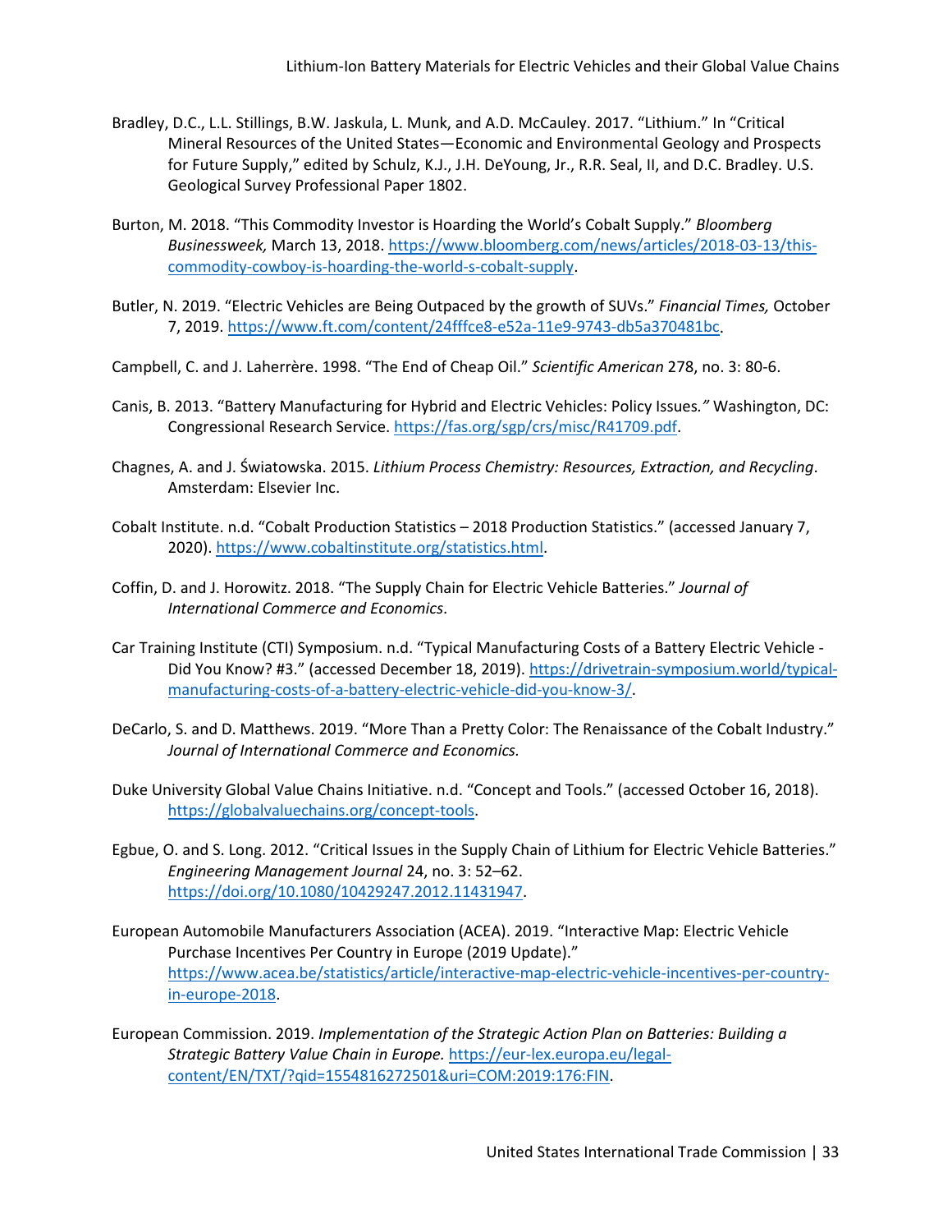Bradley, D.C., L.L. Stillings, B.W. Jaskula, L. Munk, and A.D. McCauley. 2017. “Lithium.” In “Critical Mineral Resources of the United States—Economic and Environmental Geology and Prospects for Future Supply,” edited by Schulz, K.J., J.H. DeYoung, Jr., R.R. Seal, II, and D.C. Bradley. U.S. Geological Survey Professional Paper 1802.

Burton, M. 2018. “This Commodity Investor is Hoarding the World’s Cobalt Supply.” *Bloomberg Businessweek,* March 13, 2018. https://www.bloomberg.com/news/articles/2018-03-13/this-commodity-cowboy-is-hoarding-the-world-s-cobalt-supply.

Butler, N. 2019. “Electric Vehicles are Being Outpaced by the growth of SUVs.” *Financial Times,* October 7, 2019. https://www.ft.com/content/24fffce8-e52a-11e9-9743-db5a370481bc.

Campbell, C. and J. Laherrère. 1998. “The End of Cheap Oil.” *Scientific American* 278, no. 3: 80-6.

Canis, B. 2013. “Battery Manufacturing for Hybrid and Electric Vehicles: Policy Issues*.”* Washington, DC: Congressional Research Service. https://fas.org/sgp/crs/misc/R41709.pdf.

Chagnes, A. and J. Światowska. 2015. *Lithium Process Chemistry: Resources, Extraction, and Recycling*. Amsterdam: Elsevier Inc.

Cobalt Institute. n.d. “Cobalt Production Statistics – 2018 Production Statistics.” (accessed January 7, 2020). https://www.cobaltinstitute.org/statistics.html.

Coffin, D. and J. Horowitz. 2018. “The Supply Chain for Electric Vehicle Batteries.” *Journal of International Commerce and Economics*.

Car Training Institute (CTI) Symposium. n.d. “Typical Manufacturing Costs of a Battery Electric Vehicle - Did You Know? #3.” (accessed December 18, 2019). https://drivetrain-symposium.world/typical-manufacturing-costs-of-a-battery-electric-vehicle-did-you-know-3/.

DeCarlo, S. and D. Matthews. 2019. “More Than a Pretty Color: The Renaissance of the Cobalt Industry.” *Journal of International Commerce and Economics.*

Duke University Global Value Chains Initiative. n.d. “Concept and Tools.” (accessed October 16, 2018). https://globalvaluechains.org/concept-tools.

Egbue, O. and S. Long. 2012. “Critical Issues in the Supply Chain of Lithium for Electric Vehicle Batteries.” *Engineering Management Journal* 24, no. 3: 52–62. https://doi.org/10.1080/10429247.2012.11431947.

European Automobile Manufacturers Association (ACEA). 2019. “Interactive Map: Electric Vehicle Purchase Incentives Per Country in Europe (2019 Update).” https://www.acea.be/statistics/article/interactive-map-electric-vehicle-incentives-per-country-in-europe-2018.

European Commission. 2019. *Implementation of the Strategic Action Plan on Batteries: Building a Strategic Battery Value Chain in Europe.* https://eur-lex.europa.eu/legal-content/EN/TXT/?qid=1554816272501&uri=COM:2019:176:FIN.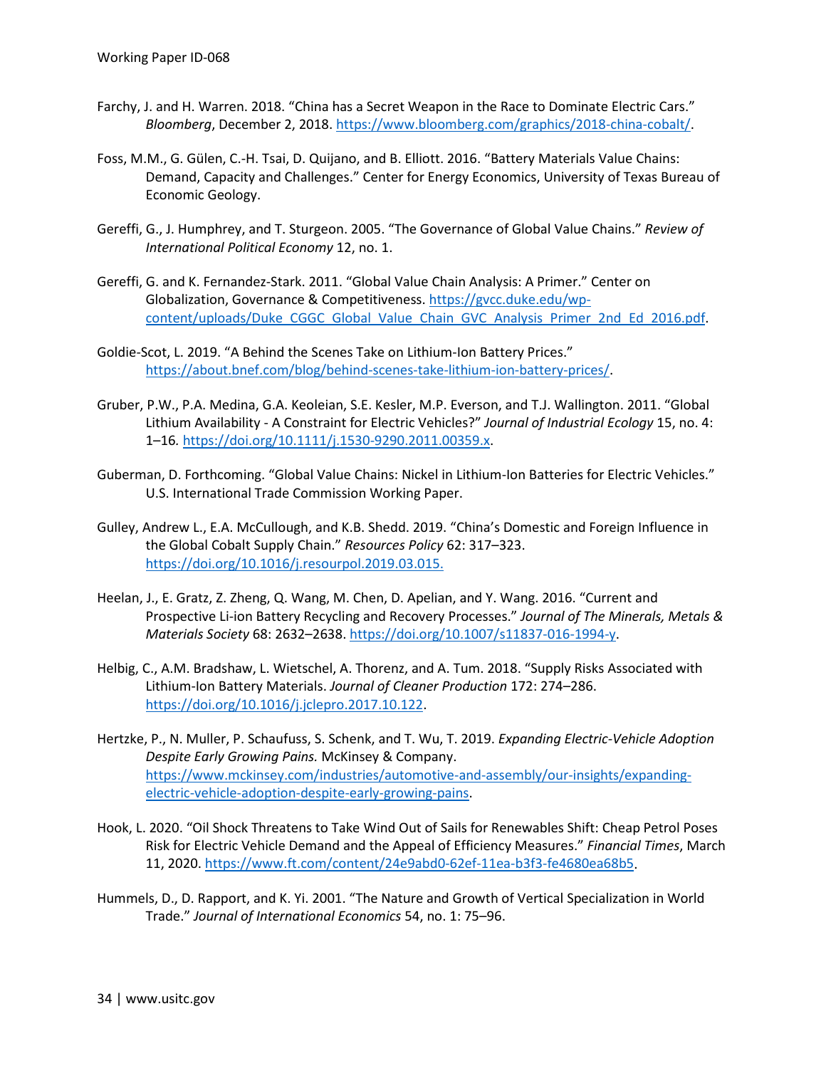Farchy, J. and H. Warren. 2018. “China has a Secret Weapon in the Race to Dominate Electric Cars.” *Bloomberg*, December 2, 2018. https://www.bloomberg.com/graphics/2018-china-cobalt/.

Foss, M.M., G. Gülen, C.-H. Tsai, D. Quijano, and B. Elliott. 2016. “Battery Materials Value Chains: Demand, Capacity and Challenges.” Center for Energy Economics, University of Texas Bureau of Economic Geology.

Gereffi, G., J. Humphrey, and T. Sturgeon. 2005. “The Governance of Global Value Chains.” *Review of International Political Economy* 12, no. 1.

Gereffi, G. and K. Fernandez-Stark. 2011. “Global Value Chain Analysis: A Primer.” Center on Globalization, Governance & Competitiveness. https://gvcc.duke.edu/wp-content/uploads/Duke_CGGC_Global_Value_Chain_GVC_Analysis_Primer_2nd_Ed_2016.pdf.

Goldie-Scot, L. 2019. “A Behind the Scenes Take on Lithium-Ion Battery Prices.” https://about.bnef.com/blog/behind-scenes-take-lithium-ion-battery-prices/.

Gruber, P.W., P.A. Medina, G.A. Keoleian, S.E. Kesler, M.P. Everson, and T.J. Wallington. 2011. “Global Lithium Availability - A Constraint for Electric Vehicles?” *Journal of Industrial Ecology* 15, no. 4: 1–16. https://doi.org/10.1111/j.1530-9290.2011.00359.x.

Guberman, D. Forthcoming. “Global Value Chains: Nickel in Lithium-Ion Batteries for Electric Vehicles.” U.S. International Trade Commission Working Paper.

Gulley, Andrew L., E.A. McCullough, and K.B. Shedd. 2019. “China’s Domestic and Foreign Influence in the Global Cobalt Supply Chain.” *Resources Policy* 62: 317–323. https://doi.org/10.1016/j.resourpol.2019.03.015.

Heelan, J., E. Gratz, Z. Zheng, Q. Wang, M. Chen, D. Apelian, and Y. Wang. 2016. “Current and Prospective Li-ion Battery Recycling and Recovery Processes.” *Journal of The Minerals, Metals & Materials Society* 68: 2632–2638. https://doi.org/10.1007/s11837-016-1994-y.

Helbig, C., A.M. Bradshaw, L. Wietschel, A. Thorenz, and A. Tum. 2018. “Supply Risks Associated with Lithium-Ion Battery Materials. *Journal of Cleaner Production* 172: 274–286. https://doi.org/10.1016/j.jclepro.2017.10.122.

Hertzke, P., N. Muller, P. Schaufuss, S. Schenk, and T. Wu, T. 2019. *Expanding Electric-Vehicle Adoption Despite Early Growing Pains.* McKinsey & Company. https://www.mckinsey.com/industries/automotive-and-assembly/our-insights/expanding-electric-vehicle-adoption-despite-early-growing-pains.

Hook, L. 2020. “Oil Shock Threatens to Take Wind Out of Sails for Renewables Shift: Cheap Petrol Poses Risk for Electric Vehicle Demand and the Appeal of Efficiency Measures.” *Financial Times*, March 11, 2020. https://www.ft.com/content/24e9abd0-62ef-11ea-b3f3-fe4680ea68b5.

Hummels, D., D. Rapport, and K. Yi. 2001. “The Nature and Growth of Vertical Specialization in World Trade.” *Journal of International Economics* 54, no. 1: 75–96.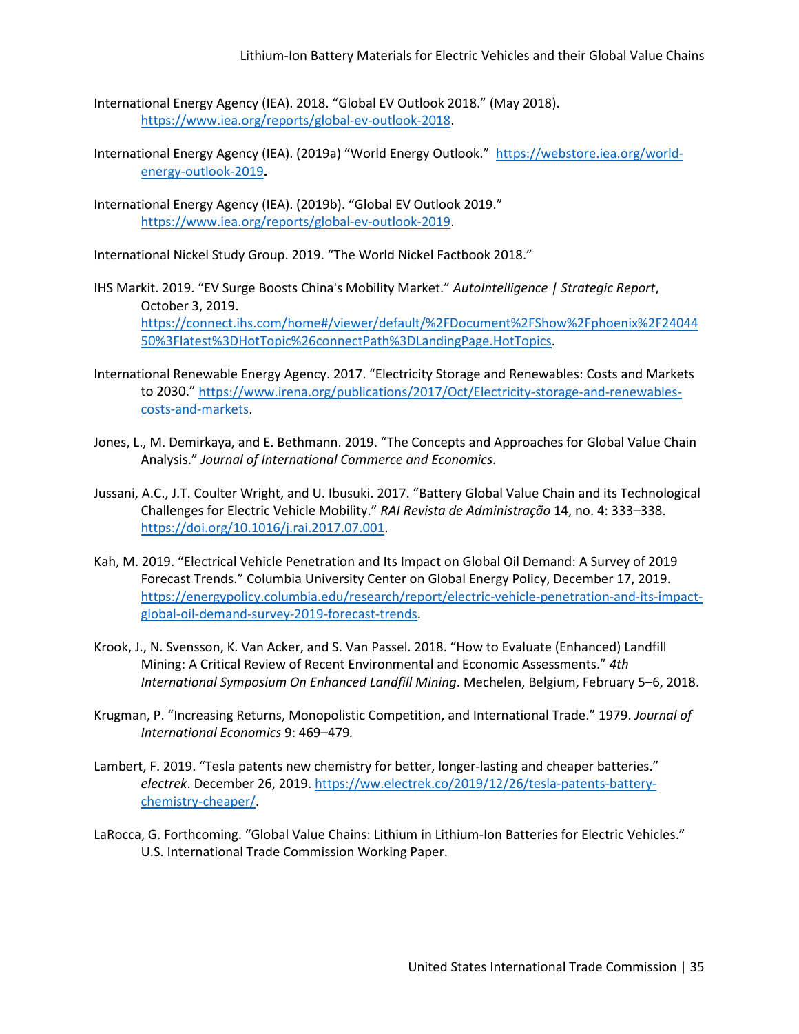International Energy Agency (IEA). 2018. "Global EV Outlook 2018." (May 2018). https://www.iea.org/reports/global-ev-outlook-2018.

International Energy Agency (IEA). (2019a) "World Energy Outlook." https://webstore.iea.org/world-energy-outlook-2019**.**

International Energy Agency (IEA). (2019b). "Global EV Outlook 2019." https://www.iea.org/reports/global-ev-outlook-2019.

International Nickel Study Group. 2019. "The World Nickel Factbook 2018."

IHS Markit. 2019. "EV Surge Boosts China's Mobility Market." *AutoIntelligence | Strategic Report*, October 3, 2019. https://connect.ihs.com/home#/viewer/default/%2FDocument%2FShow%2Fphoenix%2F2404450%3Flatest%3DHotTopic%26connectPath%3DLandingPage.HotTopics.

International Renewable Energy Agency. 2017. "Electricity Storage and Renewables: Costs and Markets to 2030." https://www.irena.org/publications/2017/Oct/Electricity-storage-and-renewables-costs-and-markets.

Jones, L., M. Demirkaya, and E. Bethmann. 2019. "The Concepts and Approaches for Global Value Chain Analysis." *Journal of International Commerce and Economics*.

Jussani, A.C., J.T. Coulter Wright, and U. Ibusuki. 2017. "Battery Global Value Chain and its Technological Challenges for Electric Vehicle Mobility." *RAI Revista de Administração* 14, no. 4: 333–338. https://doi.org/10.1016/j.rai.2017.07.001.

Kah, M. 2019. "Electrical Vehicle Penetration and Its Impact on Global Oil Demand: A Survey of 2019 Forecast Trends." Columbia University Center on Global Energy Policy, December 17, 2019. https://energypolicy.columbia.edu/research/report/electric-vehicle-penetration-and-its-impact-global-oil-demand-survey-2019-forecast-trends.

Krook, J., N. Svensson, K. Van Acker, and S. Van Passel. 2018. "How to Evaluate (Enhanced) Landfill Mining: A Critical Review of Recent Environmental and Economic Assessments." *4th International Symposium On Enhanced Landfill Mining*. Mechelen, Belgium, February 5–6, 2018.

Krugman, P. "Increasing Returns, Monopolistic Competition, and International Trade." 1979. *Journal of International Economics* 9: 469–479*.*

Lambert, F. 2019. "Tesla patents new chemistry for better, longer-lasting and cheaper batteries." *electrek*. December 26, 2019. https://ww.electrek.co/2019/12/26/tesla-patents-battery-chemistry-cheaper/.

LaRocca, G. Forthcoming. "Global Value Chains: Lithium in Lithium-Ion Batteries for Electric Vehicles." U.S. International Trade Commission Working Paper.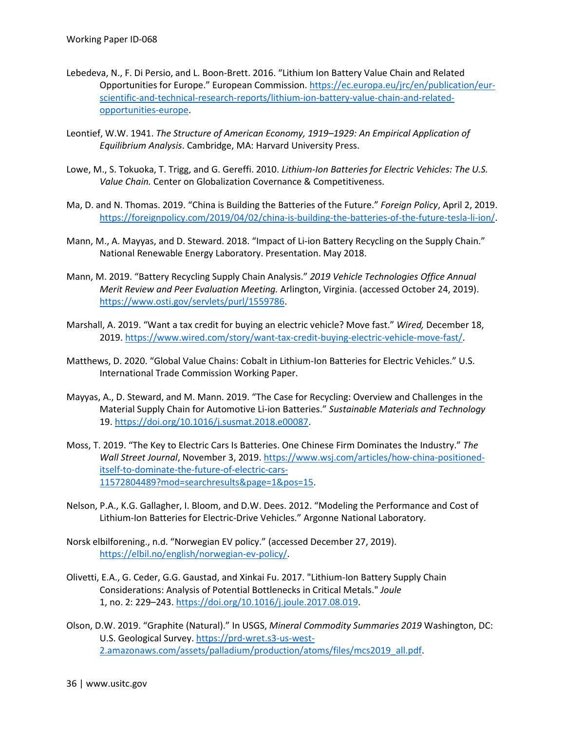Lebedeva, N., F. Di Persio, and L. Boon-Brett. 2016. "Lithium Ion Battery Value Chain and Related Opportunities for Europe." European Commission. https://ec.europa.eu/jrc/en/publication/eur-scientific-and-technical-research-reports/lithium-ion-battery-value-chain-and-related-opportunities-europe.

Leontief, W.W. 1941. *The Structure of American Economy, 1919–1929: An Empirical Application of Equilibrium Analysis*. Cambridge, MA: Harvard University Press.

Lowe, M., S. Tokuoka, T. Trigg, and G. Gereffi. 2010. *Lithium-Ion Batteries for Electric Vehicles: The U.S. Value Chain.* Center on Globalization Covernance & Competitiveness.

Ma, D. and N. Thomas. 2019. "China is Building the Batteries of the Future." *Foreign Policy*, April 2, 2019. https://foreignpolicy.com/2019/04/02/china-is-building-the-batteries-of-the-future-tesla-li-ion/.

Mann, M., A. Mayyas, and D. Steward. 2018. "Impact of Li-ion Battery Recycling on the Supply Chain." National Renewable Energy Laboratory. Presentation. May 2018.

Mann, M. 2019. "Battery Recycling Supply Chain Analysis." *2019 Vehicle Technologies Office Annual Merit Review and Peer Evaluation Meeting.* Arlington, Virginia. (accessed October 24, 2019). https://www.osti.gov/servlets/purl/1559786.

Marshall, A. 2019. "Want a tax credit for buying an electric vehicle? Move fast." *Wired,* December 18, 2019. https://www.wired.com/story/want-tax-credit-buying-electric-vehicle-move-fast/.

Matthews, D. 2020. "Global Value Chains: Cobalt in Lithium-Ion Batteries for Electric Vehicles." U.S. International Trade Commission Working Paper.

Mayyas, A., D. Steward, and M. Mann. 2019. "The Case for Recycling: Overview and Challenges in the Material Supply Chain for Automotive Li-ion Batteries." *Sustainable Materials and Technology* 19. https://doi.org/10.1016/j.susmat.2018.e00087.

Moss, T. 2019. "The Key to Electric Cars Is Batteries. One Chinese Firm Dominates the Industry." *The Wall Street Journal*, November 3, 2019. https://www.wsj.com/articles/how-china-positioned-itself-to-dominate-the-future-of-electric-cars-11572804489?mod=searchresults&page=1&pos=15.

Nelson, P.A., K.G. Gallagher, I. Bloom, and D.W. Dees. 2012. "Modeling the Performance and Cost of Lithium-Ion Batteries for Electric-Drive Vehicles." Argonne National Laboratory.

Norsk elbilforening., n.d. "Norwegian EV policy." (accessed December 27, 2019). https://elbil.no/english/norwegian-ev-policy/.

Olivetti, E.A., G. Ceder, G.G. Gaustad, and Xinkai Fu. 2017. "Lithium-Ion Battery Supply Chain Considerations: Analysis of Potential Bottlenecks in Critical Metals." *Joule* 1, no. 2: 229–243. https://doi.org/10.1016/j.joule.2017.08.019.

Olson, D.W. 2019. "Graphite (Natural)." In USGS, *Mineral Commodity Summaries 2019* Washington, DC: U.S. Geological Survey. https://prd-wret.s3-us-west-2.amazonaws.com/assets/palladium/production/atoms/files/mcs2019_all.pdf.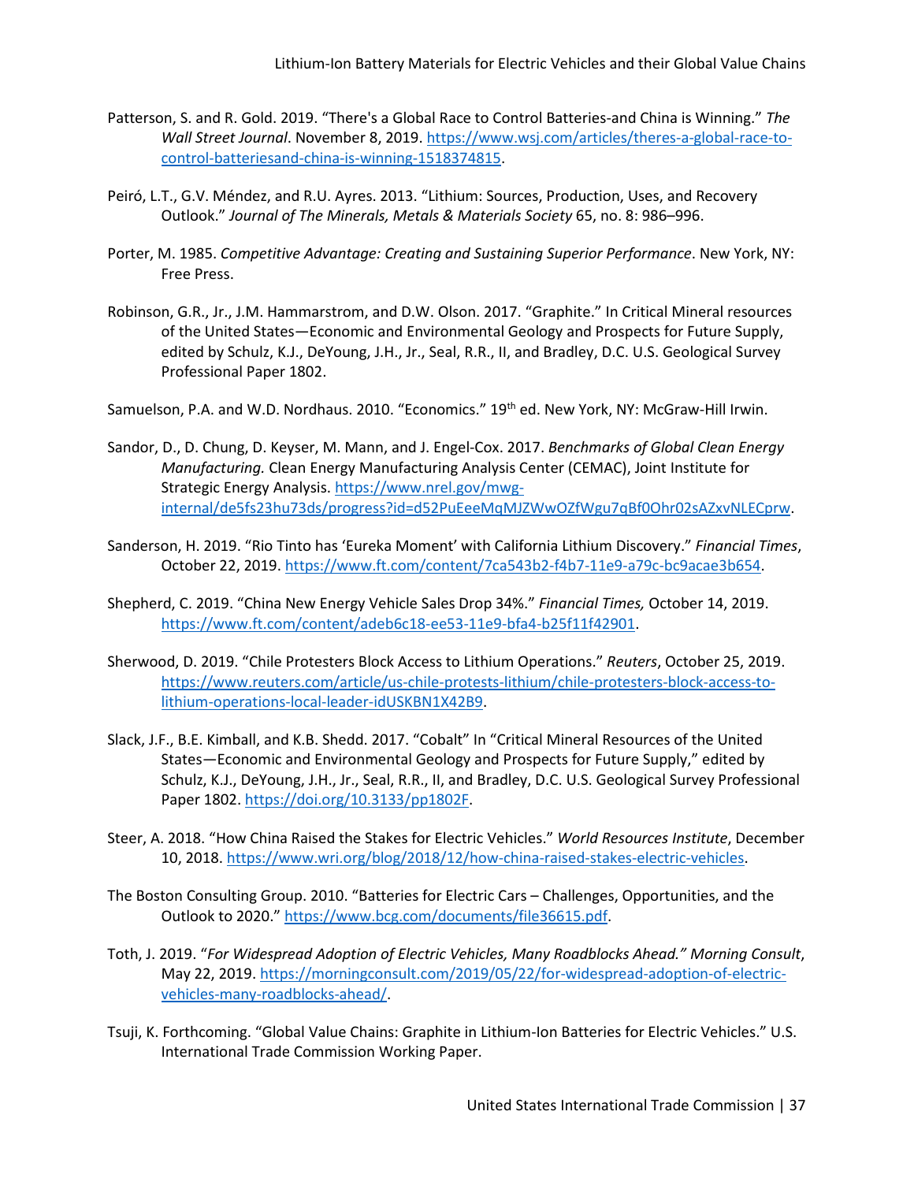Patterson, S. and R. Gold. 2019. "There's a Global Race to Control Batteries-and China is Winning." *The Wall Street Journal*. November 8, 2019. https://www.wsj.com/articles/theres-a-global-race-to-control-batteriesand-china-is-winning-1518374815.

Peiró, L.T., G.V. Méndez, and R.U. Ayres. 2013. "Lithium: Sources, Production, Uses, and Recovery Outlook." *Journal of The Minerals, Metals & Materials Society* 65, no. 8: 986–996.

Porter, M. 1985. *Competitive Advantage: Creating and Sustaining Superior Performance*. New York, NY: Free Press.

Robinson, G.R., Jr., J.M. Hammarstrom, and D.W. Olson. 2017. "Graphite." In Critical Mineral resources of the United States—Economic and Environmental Geology and Prospects for Future Supply, edited by Schulz, K.J., DeYoung, J.H., Jr., Seal, R.R., II, and Bradley, D.C. U.S. Geological Survey Professional Paper 1802.

Samuelson, P.A. and W.D. Nordhaus. 2010. "Economics." 19th ed. New York, NY: McGraw-Hill Irwin.

Sandor, D., D. Chung, D. Keyser, M. Mann, and J. Engel-Cox. 2017. *Benchmarks of Global Clean Energy Manufacturing.* Clean Energy Manufacturing Analysis Center (CEMAC), Joint Institute for Strategic Energy Analysis. https://www.nrel.gov/mwg-internal/de5fs23hu73ds/progress?id=d52PuEeeMqMJZWwOZfWgu7qBf0Ohr02sAZxvNLECprw.

Sanderson, H. 2019. "Rio Tinto has 'Eureka Moment' with California Lithium Discovery." *Financial Times*, October 22, 2019. https://www.ft.com/content/7ca543b2-f4b7-11e9-a79c-bc9acae3b654.

Shepherd, C. 2019. "China New Energy Vehicle Sales Drop 34%." *Financial Times,* October 14, 2019. https://www.ft.com/content/adeb6c18-ee53-11e9-bfa4-b25f11f42901.

Sherwood, D. 2019. "Chile Protesters Block Access to Lithium Operations." *Reuters*, October 25, 2019. https://www.reuters.com/article/us-chile-protests-lithium/chile-protesters-block-access-to-lithium-operations-local-leader-idUSKBN1X42B9.

Slack, J.F., B.E. Kimball, and K.B. Shedd. 2017. "Cobalt" In "Critical Mineral Resources of the United States—Economic and Environmental Geology and Prospects for Future Supply," edited by Schulz, K.J., DeYoung, J.H., Jr., Seal, R.R., II, and Bradley, D.C. U.S. Geological Survey Professional Paper 1802. https://doi.org/10.3133/pp1802F.

Steer, A. 2018. "How China Raised the Stakes for Electric Vehicles." *World Resources Institute*, December 10, 2018. https://www.wri.org/blog/2018/12/how-china-raised-stakes-electric-vehicles.

The Boston Consulting Group. 2010. "Batteries for Electric Cars – Challenges, Opportunities, and the Outlook to 2020." https://www.bcg.com/documents/file36615.pdf.

Toth, J. 2019. "*For Widespread Adoption of Electric Vehicles, Many Roadblocks Ahead." Morning Consult*, May 22, 2019. https://morningconsult.com/2019/05/22/for-widespread-adoption-of-electric-vehicles-many-roadblocks-ahead/.

Tsuji, K. Forthcoming. "Global Value Chains: Graphite in Lithium-Ion Batteries for Electric Vehicles." U.S. International Trade Commission Working Paper.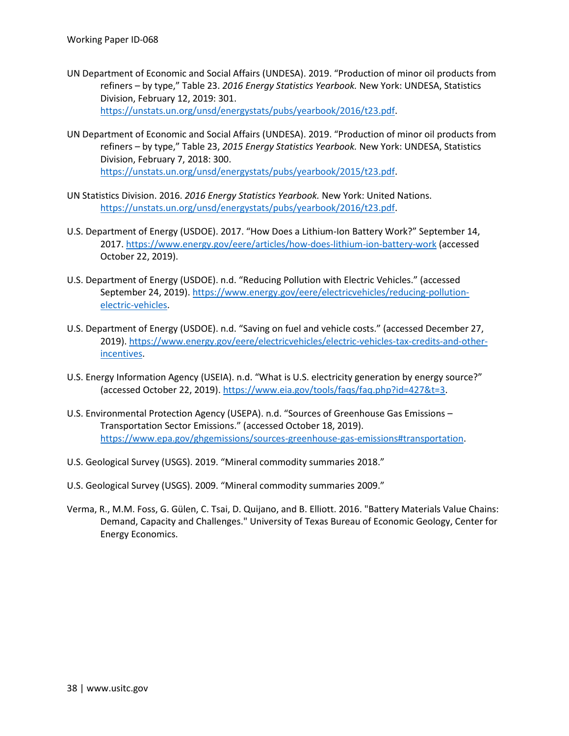UN Department of Economic and Social Affairs (UNDESA). 2019. “Production of minor oil products from refiners – by type,” Table 23. *2016 Energy Statistics Yearbook.* New York: UNDESA, Statistics Division, February 12, 2019: 301. https://unstats.un.org/unsd/energystats/pubs/yearbook/2016/t23.pdf.

UN Department of Economic and Social Affairs (UNDESA). 2019. “Production of minor oil products from refiners – by type,” Table 23, *2015 Energy Statistics Yearbook.* New York: UNDESA, Statistics Division, February 7, 2018: 300. https://unstats.un.org/unsd/energystats/pubs/yearbook/2015/t23.pdf.

UN Statistics Division. 2016. *2016 Energy Statistics Yearbook.* New York: United Nations. https://unstats.un.org/unsd/energystats/pubs/yearbook/2016/t23.pdf.

U.S. Department of Energy (USDOE). 2017. “How Does a Lithium-Ion Battery Work?” September 14, 2017. https://www.energy.gov/eere/articles/how-does-lithium-ion-battery-work (accessed October 22, 2019).

U.S. Department of Energy (USDOE). n.d. “Reducing Pollution with Electric Vehicles.” (accessed September 24, 2019). https://www.energy.gov/eere/electricvehicles/reducing-pollution-electric-vehicles.

U.S. Department of Energy (USDOE). n.d. “Saving on fuel and vehicle costs.” (accessed December 27, 2019). https://www.energy.gov/eere/electricvehicles/electric-vehicles-tax-credits-and-other-incentives.

U.S. Energy Information Agency (USEIA). n.d. “What is U.S. electricity generation by energy source?” (accessed October 22, 2019). https://www.eia.gov/tools/faqs/faq.php?id=427&t=3.

U.S. Environmental Protection Agency (USEPA). n.d. “Sources of Greenhouse Gas Emissions – Transportation Sector Emissions.” (accessed October 18, 2019). https://www.epa.gov/ghgemissions/sources-greenhouse-gas-emissions#transportation.

U.S. Geological Survey (USGS). 2019. “Mineral commodity summaries 2018.”

U.S. Geological Survey (USGS). 2009. “Mineral commodity summaries 2009.”

Verma, R., M.M. Foss, G. Gülen, C. Tsai, D. Quijano, and B. Elliott. 2016. "Battery Materials Value Chains: Demand, Capacity and Challenges." University of Texas Bureau of Economic Geology, Center for Energy Economics.